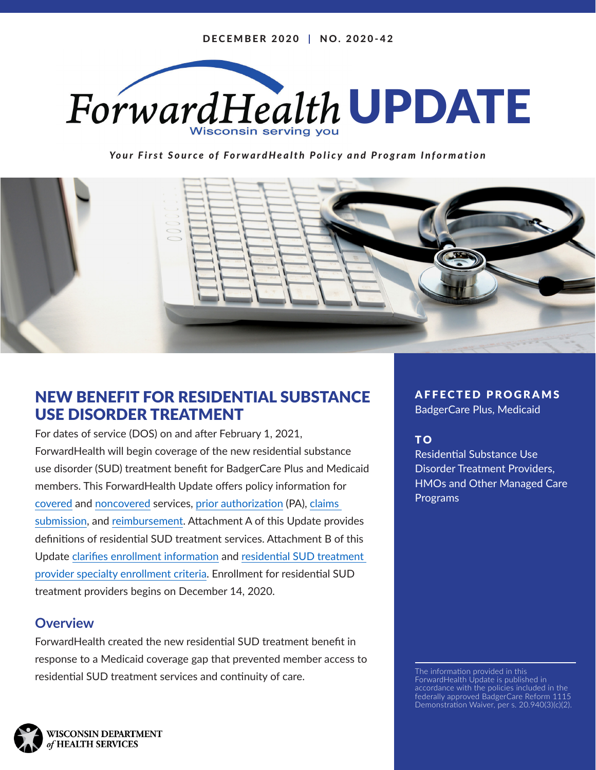DECEMBER 2020 | NO. 2020-42

# ForwardHealth UPDATE

Wisconsin serving you

*Your First Source of ForwardHealth Policy and Program Information*

## NEW BENEFIT FOR RESIDENTIAL SUBSTANCE USE DISORDER TREATMENT

For dates of service (DOS) on and after February 1, 2021, ForwardHealth will begin coverage of the new residential substance use disorder (SUD) treatment benefit for BadgerCare Plus and Medicaid members. This ForwardHealth Update offers policy information for covered and noncovered services, prior authorization (PA), claims submission, and reimbursement. Attachment A of this Update provides definitions of residential SUD treatment services. Attachment B of this Update clarifies enrollment information and residential SUD treatment provider specialty enrollment criteria. Enrollment for residential SUD treatment providers begins on December 14, 2020.

### Overview

ForwardHealth created the new residential SUD treatment benefit in response to a Medicaid coverage gap that prevented member access to residential SUD treatment services and continuity of care.

**AFFECTED PROGRAMS**

BadgerCare Plus, Medicaid

**TO**

Residential Substance Use Disorder Treatment Providers, HMOs and Other Managed Care Programs

The information provided in this ForwardHealth Update is published in accordance with the policies included in the federally approved BadgerCare Reform 1115 Demonstration Waiver, per s. 20.940(3)(c)(2).

WISCONSIN DEPARTMENT *of* HEALTH SERVICES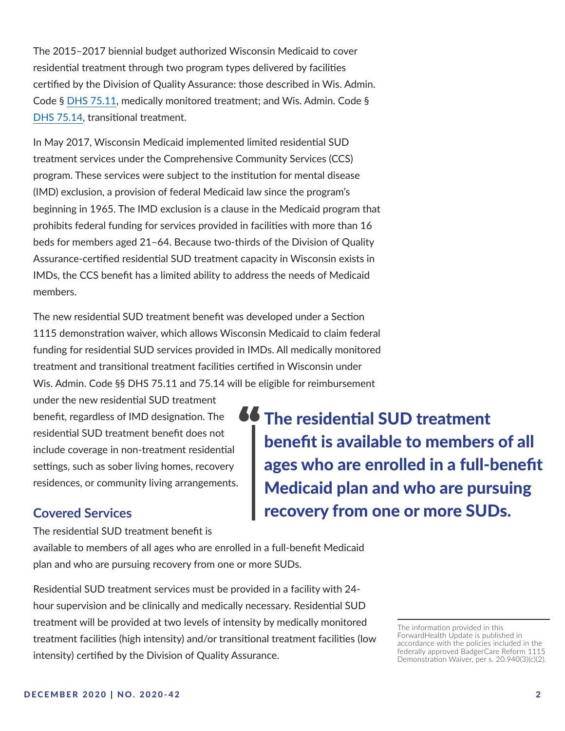The 2015–2017 biennial budget authorized Wisconsin Medicaid to cover residential treatment through two program types delivered by facilities certified by the Division of Quality Assurance: those described in Wis. Admin. Code § DHS 75.11, medically monitored treatment; and Wis. Admin. Code § DHS 75.14, transitional treatment.

In May 2017, Wisconsin Medicaid implemented limited residential SUD treatment services under the Comprehensive Community Services (CCS) program. These services were subject to the institution for mental disease (IMD) exclusion, a provision of federal Medicaid law since the program's beginning in 1965. The IMD exclusion is a clause in the Medicaid program that prohibits federal funding for services provided in facilities with more than 16 beds for members aged 21–64. Because two-thirds of the Division of Quality Assurance-certified residential SUD treatment capacity in Wisconsin exists in IMDs, the CCS benefit has a limited ability to address the needs of Medicaid members.

The new residential SUD treatment benefit was developed under a Section 1115 demonstration waiver, which allows Wisconsin Medicaid to claim federal funding for residential SUD services provided in IMDs. All medically monitored treatment and transitional treatment facilities certified in Wisconsin under Wis. Admin. Code §§ DHS 75.11 and 75.14 will be eligible for reimbursement under the new residential SUD treatment benefit, regardless of IMD designation. The residential SUD treatment benefit does not include coverage in non-treatment residential settings, such as sober living homes, recovery residences, or community living arrangements.

> **The residential SUD treatment benefit is available to members of all ages who are enrolled in a full-benefit Medicaid plan and who are pursuing recovery from one or more SUDs.**

## Covered Services

The residential SUD treatment benefit is available to members of all ages who are enrolled in a full-benefit Medicaid plan and who are pursuing recovery from one or more SUDs.

Residential SUD treatment services must be provided in a facility with 24-hour supervision and be clinically and medically necessary. Residential SUD treatment will be provided at two levels of intensity by medically monitored treatment facilities (high intensity) and/or transitional treatment facilities (low intensity) certified by the Division of Quality Assurance.

The information provided in this ForwardHealth Update is published in accordance with the policies included in the federally approved BadgerCare Reform 1115 Demonstration Waiver, per s. 20.940(3)(c)(2).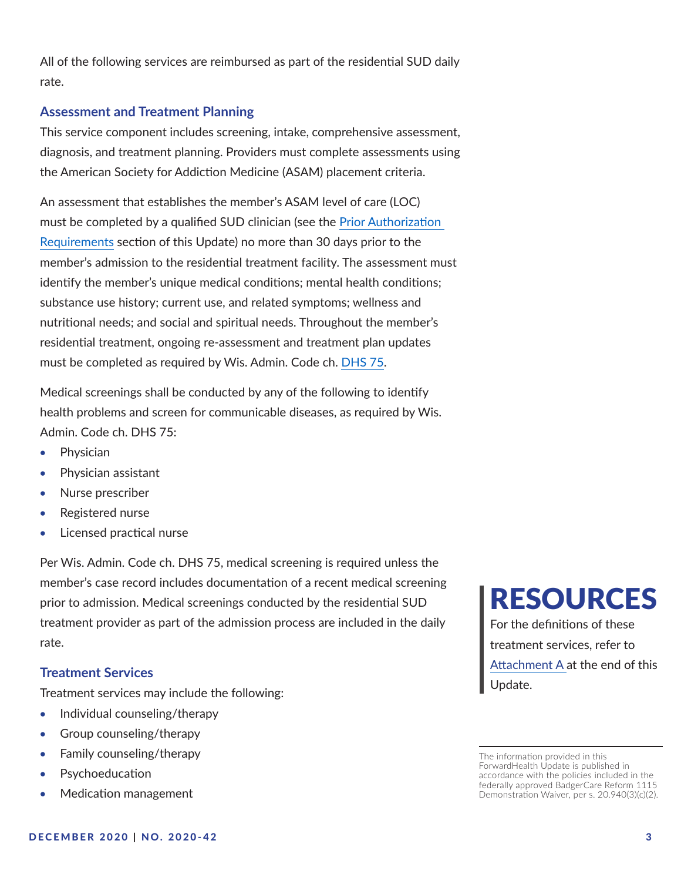All of the following services are reimbursed as part of the residential SUD daily rate.

### Assessment and Treatment Planning

This service component includes screening, intake, comprehensive assessment, diagnosis, and treatment planning. Providers must complete assessments using the American Society for Addiction Medicine (ASAM) placement criteria.

An assessment that establishes the member's ASAM level of care (LOC) must be completed by a qualified SUD clinician (see the Prior Authorization Requirements section of this Update) no more than 30 days prior to the member's admission to the residential treatment facility. The assessment must identify the member's unique medical conditions; mental health conditions; substance use history; current use, and related symptoms; wellness and nutritional needs; and social and spiritual needs. Throughout the member's residential treatment, ongoing re-assessment and treatment plan updates must be completed as required by Wis. Admin. Code ch. DHS 75.

Medical screenings shall be conducted by any of the following to identify health problems and screen for communicable diseases, as required by Wis. Admin. Code ch. DHS 75:

- Physician
- Physician assistant
- Nurse prescriber
- Registered nurse
- Licensed practical nurse

Per Wis. Admin. Code ch. DHS 75, medical screening is required unless the member's case record includes documentation of a recent medical screening prior to admission. Medical screenings conducted by the residential SUD treatment provider as part of the admission process are included in the daily rate.

### Treatment Services

Treatment services may include the following:

- Individual counseling/therapy
- Group counseling/therapy
- Family counseling/therapy
- Psychoeducation
- Medication management

## RESOURCES

For the definitions of these treatment services, refer to Attachment A at the end of this Update.

The information provided in this ForwardHealth Update is published in accordance with the policies included in the federally approved BadgerCare Reform 1115 Demonstration Waiver, per s. 20.940(3)(c)(2).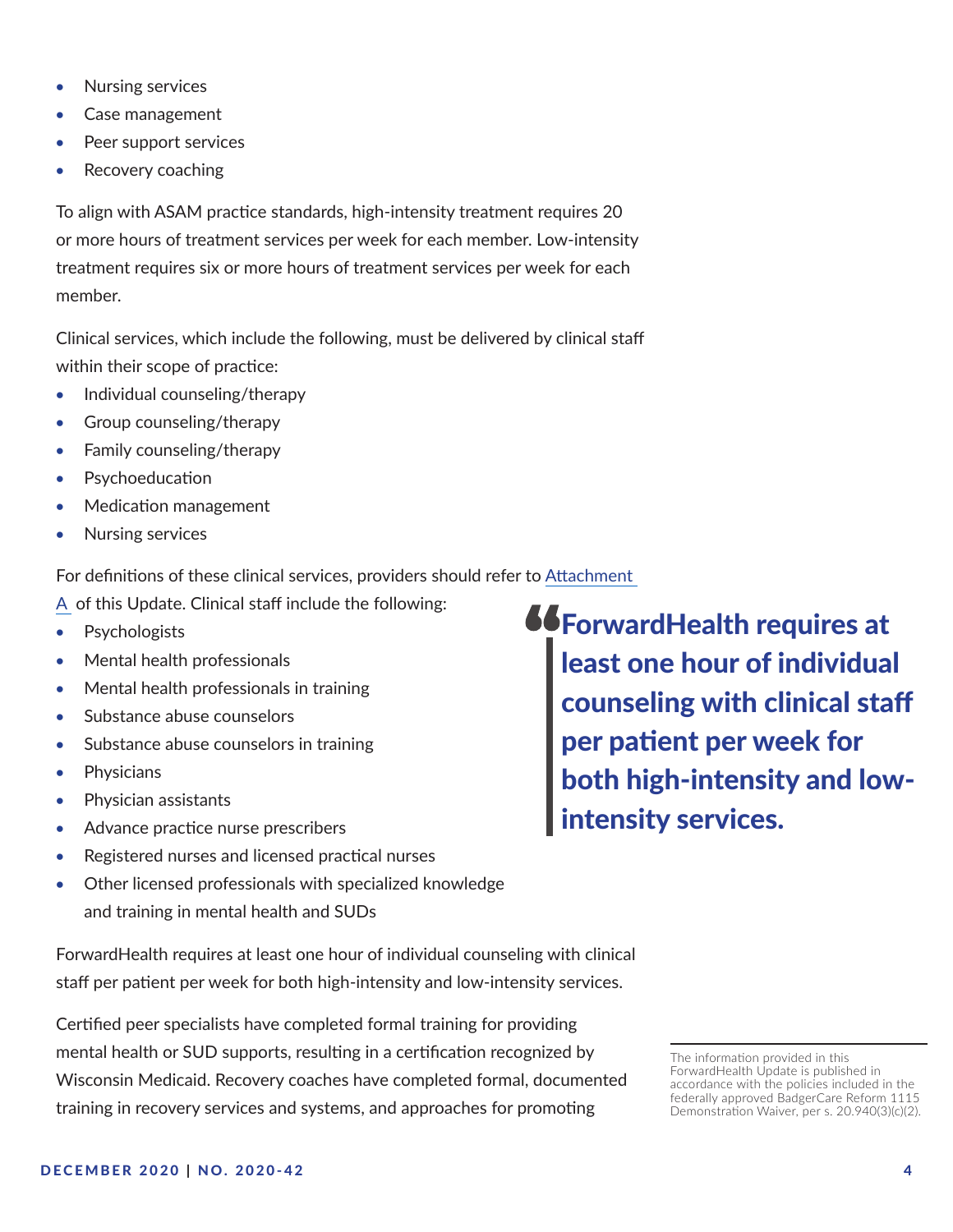- Nursing services
- Case management
- Peer support services
- Recovery coaching

To align with ASAM practice standards, high-intensity treatment requires 20 or more hours of treatment services per week for each member. Low-intensity treatment requires six or more hours of treatment services per week for each member.

Clinical services, which include the following, must be delivered by clinical staff within their scope of practice:

- Individual counseling/therapy
- Group counseling/therapy
- Family counseling/therapy
- Psychoeducation
- Medication management
- Nursing services

For definitions of these clinical services, providers should refer to Attachment A of this Update. Clinical staff include the following:

- Psychologists
- Mental health professionals
- Mental health professionals in training
- Substance abuse counselors
- Substance abuse counselors in training
- Physicians
- Physician assistants
- Advance practice nurse prescribers
- Registered nurses and licensed practical nurses
- Other licensed professionals with specialized knowledge and training in mental health and SUDs

> **ForwardHealth requires at least one hour of individual counseling with clinical staff per patient per week for both high-intensity and low-intensity services.**

ForwardHealth requires at least one hour of individual counseling with clinical staff per patient per week for both high-intensity and low-intensity services.

Certified peer specialists have completed formal training for providing mental health or SUD supports, resulting in a certification recognized by Wisconsin Medicaid. Recovery coaches have completed formal, documented training in recovery services and systems, and approaches for promoting

The information provided in this ForwardHealth Update is published in accordance with the policies included in the federally approved BadgerCare Reform 1115 Demonstration Waiver, per s. 20.940(3)(c)(2).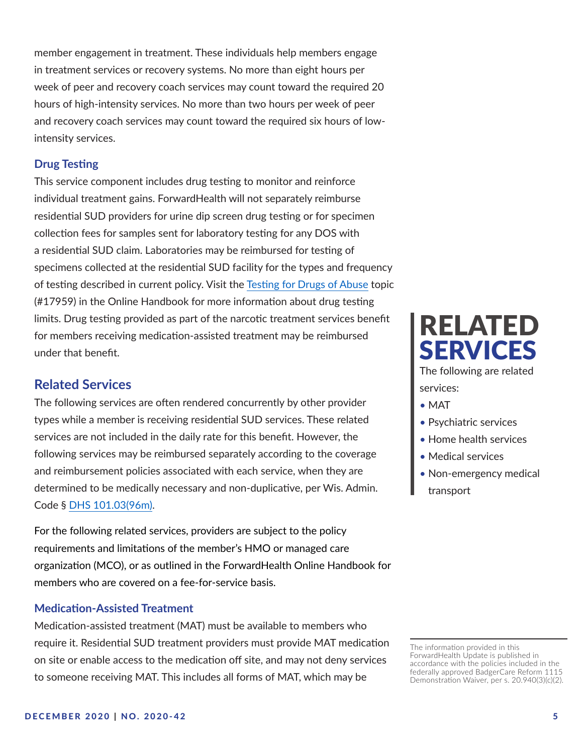member engagement in treatment. These individuals help members engage in treatment services or recovery systems. No more than eight hours per week of peer and recovery coach services may count toward the required 20 hours of high-intensity services. No more than two hours per week of peer and recovery coach services may count toward the required six hours of low-intensity services.

### Drug Testing

This service component includes drug testing to monitor and reinforce individual treatment gains. ForwardHealth will not separately reimburse residential SUD providers for urine dip screen drug testing or for specimen collection fees for samples sent for laboratory testing for any DOS with a residential SUD claim. Laboratories may be reimbursed for testing of specimens collected at the residential SUD facility for the types and frequency of testing described in current policy. Visit the Testing for Drugs of Abuse topic (#17959) in the Online Handbook for more information about drug testing limits. Drug testing provided as part of the narcotic treatment services benefit for members receiving medication-assisted treatment may be reimbursed under that benefit.

## Related Services

The following services are often rendered concurrently by other provider types while a member is receiving residential SUD services. These related services are not included in the daily rate for this benefit. However, the following services may be reimbursed separately according to the coverage and reimbursement policies associated with each service, when they are determined to be medically necessary and non-duplicative, per Wis. Admin. Code § DHS 101.03(96m).

For the following related services, providers are subject to the policy requirements and limitations of the member's HMO or managed care organization (MCO), or as outlined in the ForwardHealth Online Handbook for members who are covered on a fee-for-service basis.

### Medication-Assisted Treatment

Medication-assisted treatment (MAT) must be available to members who require it. Residential SUD treatment providers must provide MAT medication on site or enable access to the medication off site, and may not deny services to someone receiving MAT. This includes all forms of MAT, which may be

**RELATED SERVICES**

The following are related services:

- MAT
- Psychiatric services
- Home health services
- Medical services
- Non-emergency medical transport

The information provided in this ForwardHealth Update is published in accordance with the policies included in the federally approved BadgerCare Reform 1115 Demonstration Waiver, per s. 20.940(3)(c)(2).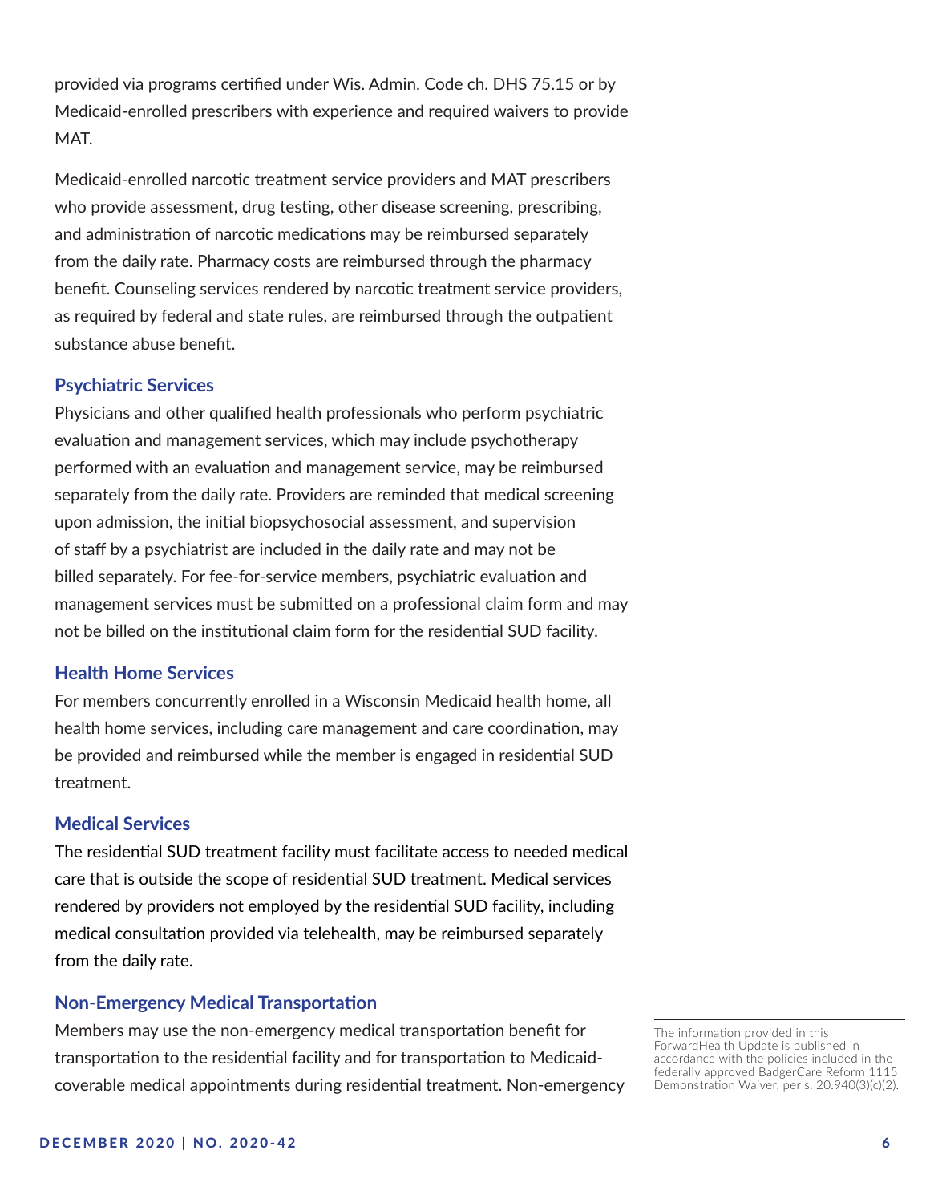provided via programs certified under Wis. Admin. Code ch. DHS 75.15 or by Medicaid-enrolled prescribers with experience and required waivers to provide MAT.

Medicaid-enrolled narcotic treatment service providers and MAT prescribers who provide assessment, drug testing, other disease screening, prescribing, and administration of narcotic medications may be reimbursed separately from the daily rate. Pharmacy costs are reimbursed through the pharmacy benefit. Counseling services rendered by narcotic treatment service providers, as required by federal and state rules, are reimbursed through the outpatient substance abuse benefit.

### Psychiatric Services

Physicians and other qualified health professionals who perform psychiatric evaluation and management services, which may include psychotherapy performed with an evaluation and management service, may be reimbursed separately from the daily rate. Providers are reminded that medical screening upon admission, the initial biopsychosocial assessment, and supervision of staff by a psychiatrist are included in the daily rate and may not be billed separately. For fee-for-service members, psychiatric evaluation and management services must be submitted on a professional claim form and may not be billed on the institutional claim form for the residential SUD facility.

### Health Home Services

For members concurrently enrolled in a Wisconsin Medicaid health home, all health home services, including care management and care coordination, may be provided and reimbursed while the member is engaged in residential SUD treatment.

### Medical Services

The residential SUD treatment facility must facilitate access to needed medical care that is outside the scope of residential SUD treatment. Medical services rendered by providers not employed by the residential SUD facility, including medical consultation provided via telehealth, may be reimbursed separately from the daily rate.

### Non-Emergency Medical Transportation

Members may use the non-emergency medical transportation benefit for transportation to the residential facility and for transportation to Medicaid-coverable medical appointments during residential treatment. Non-emergency

The information provided in this ForwardHealth Update is published in accordance with the policies included in the federally approved BadgerCare Reform 1115 Demonstration Waiver, per s. 20.940(3)(c)(2).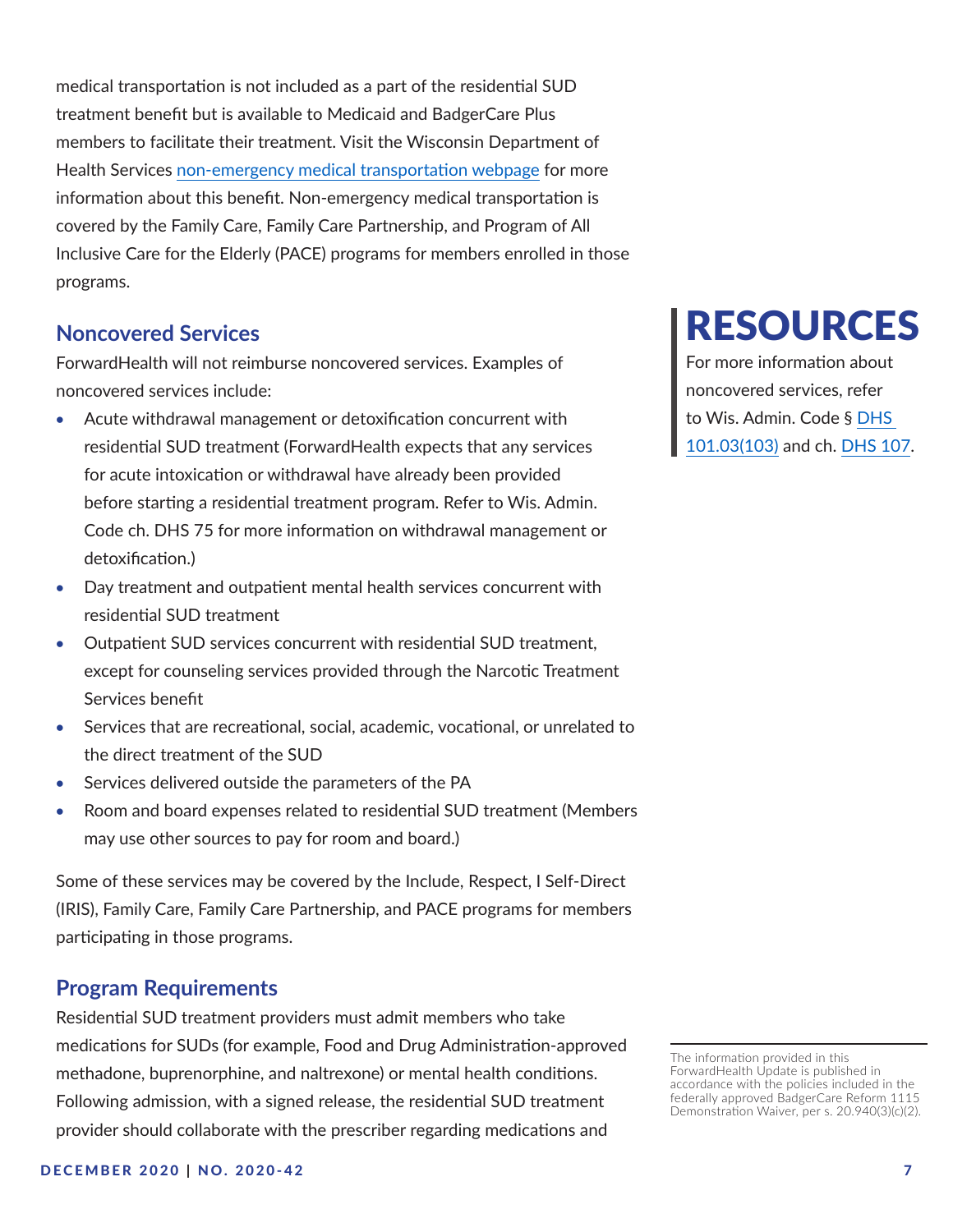medical transportation is not included as a part of the residential SUD treatment benefit but is available to Medicaid and BadgerCare Plus members to facilitate their treatment. Visit the Wisconsin Department of Health Services non-emergency medical transportation webpage for more information about this benefit. Non-emergency medical transportation is covered by the Family Care, Family Care Partnership, and Program of All Inclusive Care for the Elderly (PACE) programs for members enrolled in those programs.

## Noncovered Services

ForwardHealth will not reimburse noncovered services. Examples of noncovered services include:

- Acute withdrawal management or detoxification concurrent with residential SUD treatment (ForwardHealth expects that any services for acute intoxication or withdrawal have already been provided before starting a residential treatment program. Refer to Wis. Admin. Code ch. DHS 75 for more information on withdrawal management or detoxification.)
- Day treatment and outpatient mental health services concurrent with residential SUD treatment
- Outpatient SUD services concurrent with residential SUD treatment, except for counseling services provided through the Narcotic Treatment Services benefit
- Services that are recreational, social, academic, vocational, or unrelated to the direct treatment of the SUD
- Services delivered outside the parameters of the PA
- Room and board expenses related to residential SUD treatment (Members may use other sources to pay for room and board.)

Some of these services may be covered by the Include, Respect, I Self-Direct (IRIS), Family Care, Family Care Partnership, and PACE programs for members participating in those programs.

## RESOURCES

For more information about noncovered services, refer to Wis. Admin. Code § DHS 101.03(103) and ch. DHS 107.

## Program Requirements

Residential SUD treatment providers must admit members who take medications for SUDs (for example, Food and Drug Administration-approved methadone, buprenorphine, and naltrexone) or mental health conditions. Following admission, with a signed release, the residential SUD treatment provider should collaborate with the prescriber regarding medications and

The information provided in this ForwardHealth Update is published in accordance with the policies included in the federally approved BadgerCare Reform 1115 Demonstration Waiver, per s. 20.940(3)(c)(2).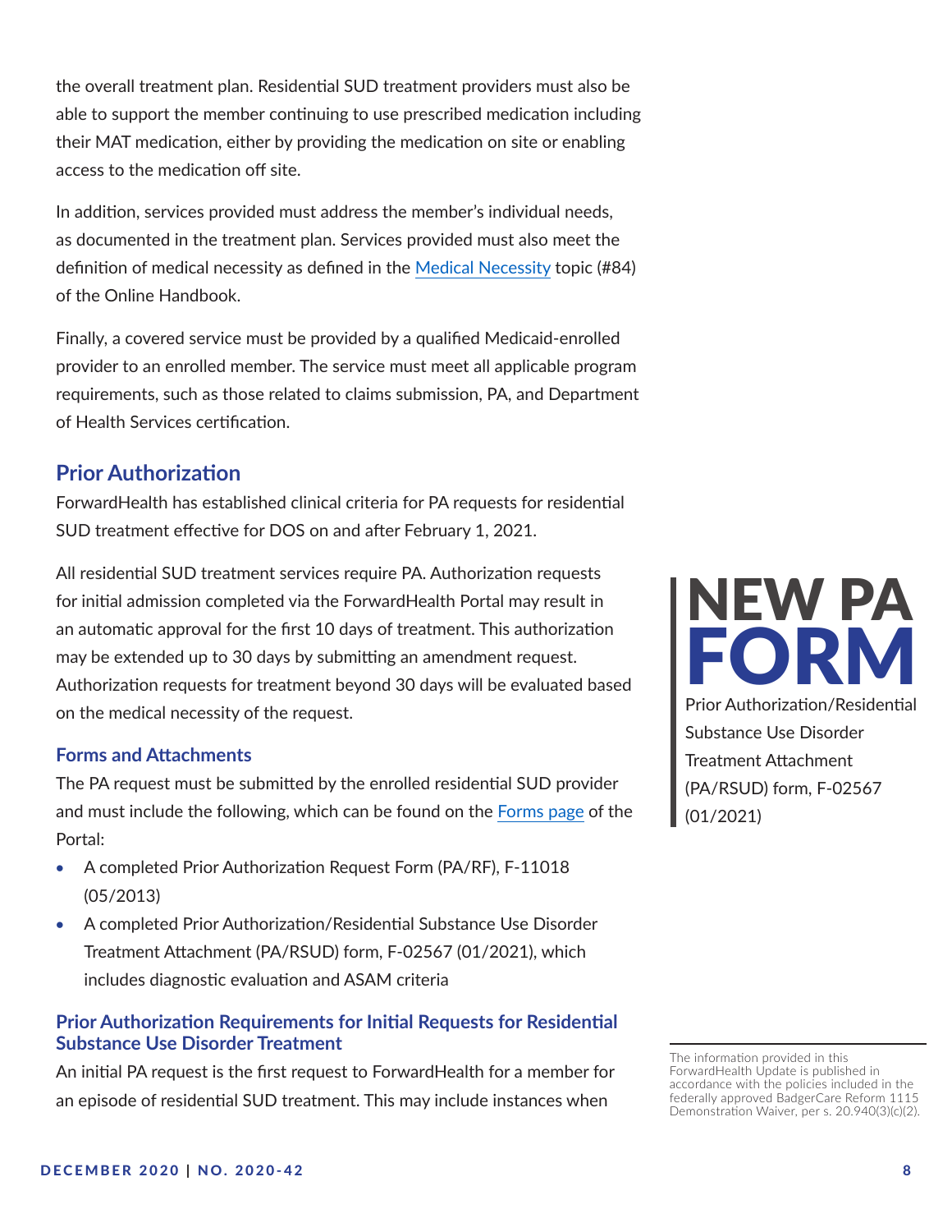the overall treatment plan. Residential SUD treatment providers must also be able to support the member continuing to use prescribed medication including their MAT medication, either by providing the medication on site or enabling access to the medication off site.

In addition, services provided must address the member's individual needs, as documented in the treatment plan. Services provided must also meet the definition of medical necessity as defined in the Medical Necessity topic (#84) of the Online Handbook.

Finally, a covered service must be provided by a qualified Medicaid-enrolled provider to an enrolled member. The service must meet all applicable program requirements, such as those related to claims submission, PA, and Department of Health Services certification.

## Prior Authorization

ForwardHealth has established clinical criteria for PA requests for residential SUD treatment effective for DOS on and after February 1, 2021.

All residential SUD treatment services require PA. Authorization requests for initial admission completed via the ForwardHealth Portal may result in an automatic approval for the first 10 days of treatment. This authorization may be extended up to 30 days by submitting an amendment request. Authorization requests for treatment beyond 30 days will be evaluated based on the medical necessity of the request.

**NEW PA FORM**

Prior Authorization/Residential Substance Use Disorder Treatment Attachment (PA/RSUD) form, F-02567 (01/2021)

### Forms and Attachments

The PA request must be submitted by the enrolled residential SUD provider and must include the following, which can be found on the Forms page of the Portal:

- A completed Prior Authorization Request Form (PA/RF), F-11018 (05/2013)
- A completed Prior Authorization/Residential Substance Use Disorder Treatment Attachment (PA/RSUD) form, F-02567 (01/2021), which includes diagnostic evaluation and ASAM criteria

### Prior Authorization Requirements for Initial Requests for Residential Substance Use Disorder Treatment

An initial PA request is the first request to ForwardHealth for a member for an episode of residential SUD treatment. This may include instances when

The information provided in this ForwardHealth Update is published in accordance with the policies included in the federally approved BadgerCare Reform 1115 Demonstration Waiver, per s. 20.940(3)(c)(2).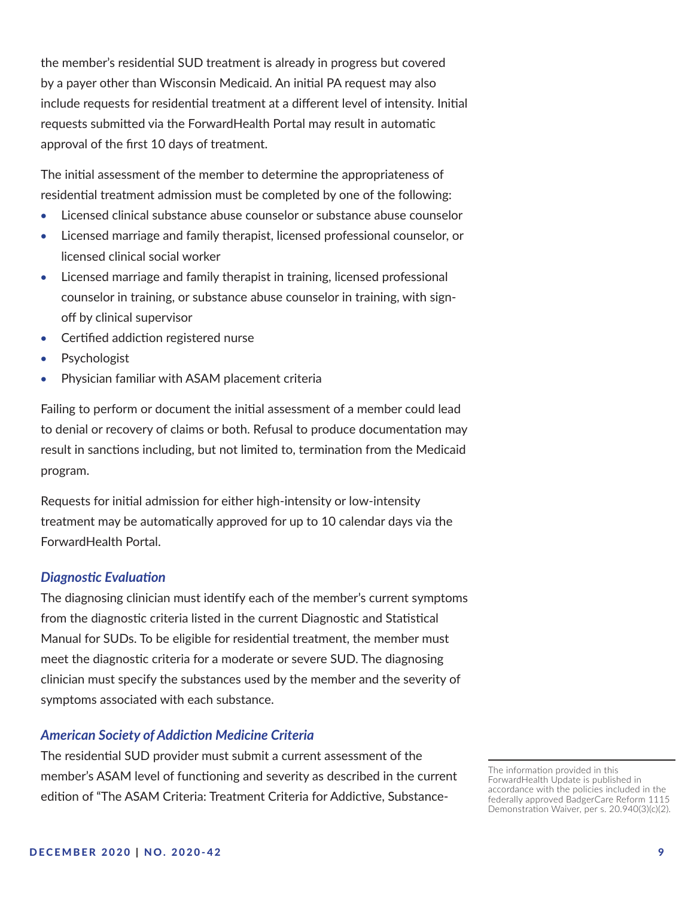the member's residential SUD treatment is already in progress but covered by a payer other than Wisconsin Medicaid. An initial PA request may also include requests for residential treatment at a different level of intensity. Initial requests submitted via the ForwardHealth Portal may result in automatic approval of the first 10 days of treatment.

The initial assessment of the member to determine the appropriateness of residential treatment admission must be completed by one of the following:

- Licensed clinical substance abuse counselor or substance abuse counselor
- Licensed marriage and family therapist, licensed professional counselor, or licensed clinical social worker
- Licensed marriage and family therapist in training, licensed professional counselor in training, or substance abuse counselor in training, with sign-off by clinical supervisor
- Certified addiction registered nurse
- Psychologist
- Physician familiar with ASAM placement criteria

Failing to perform or document the initial assessment of a member could lead to denial or recovery of claims or both. Refusal to produce documentation may result in sanctions including, but not limited to, termination from the Medicaid program.

Requests for initial admission for either high-intensity or low-intensity treatment may be automatically approved for up to 10 calendar days via the ForwardHealth Portal.

### *Diagnostic Evaluation*

The diagnosing clinician must identify each of the member's current symptoms from the diagnostic criteria listed in the current Diagnostic and Statistical Manual for SUDs. To be eligible for residential treatment, the member must meet the diagnostic criteria for a moderate or severe SUD. The diagnosing clinician must specify the substances used by the member and the severity of symptoms associated with each substance.

### *American Society of Addiction Medicine Criteria*

The residential SUD provider must submit a current assessment of the member's ASAM level of functioning and severity as described in the current edition of "The ASAM Criteria: Treatment Criteria for Addictive, Substance-

The information provided in this ForwardHealth Update is published in accordance with the policies included in the federally approved BadgerCare Reform 1115 Demonstration Waiver, per s. 20.940(3)(c)(2).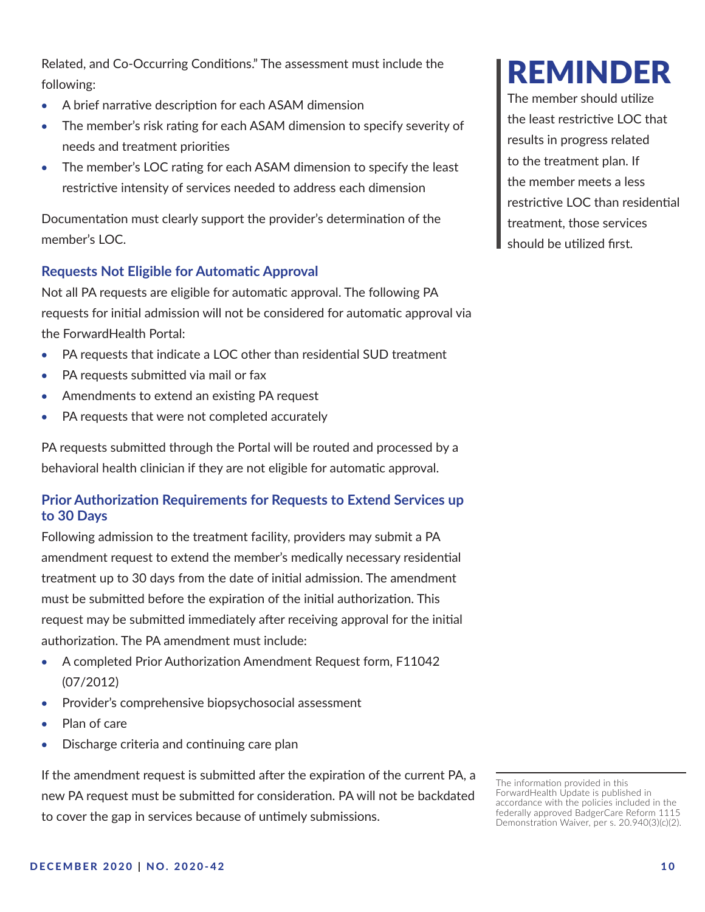Related, and Co-Occurring Conditions." The assessment must include the following:

- A brief narrative description for each ASAM dimension
- The member's risk rating for each ASAM dimension to specify severity of needs and treatment priorities
- The member's LOC rating for each ASAM dimension to specify the least restrictive intensity of services needed to address each dimension

Documentation must clearly support the provider's determination of the member's LOC.

### Requests Not Eligible for Automatic Approval

Not all PA requests are eligible for automatic approval. The following PA requests for initial admission will not be considered for automatic approval via the ForwardHealth Portal:

- PA requests that indicate a LOC other than residential SUD treatment
- PA requests submitted via mail or fax
- Amendments to extend an existing PA request
- PA requests that were not completed accurately

PA requests submitted through the Portal will be routed and processed by a behavioral health clinician if they are not eligible for automatic approval.

### Prior Authorization Requirements for Requests to Extend Services up to 30 Days

Following admission to the treatment facility, providers may submit a PA amendment request to extend the member's medically necessary residential treatment up to 30 days from the date of initial admission. The amendment must be submitted before the expiration of the initial authorization. This request may be submitted immediately after receiving approval for the initial authorization. The PA amendment must include:

- A completed Prior Authorization Amendment Request form, F11042 (07/2012)
- Provider's comprehensive biopsychosocial assessment
- Plan of care
- Discharge criteria and continuing care plan

If the amendment request is submitted after the expiration of the current PA, a new PA request must be submitted for consideration. PA will not be backdated to cover the gap in services because of untimely submissions.

## REMINDER

The member should utilize the least restrictive LOC that results in progress related to the treatment plan. If the member meets a less restrictive LOC than residential treatment, those services should be utilized first.

The information provided in this ForwardHealth Update is published in accordance with the policies included in the federally approved BadgerCare Reform 1115 Demonstration Waiver, per s. 20.940(3)(c)(2).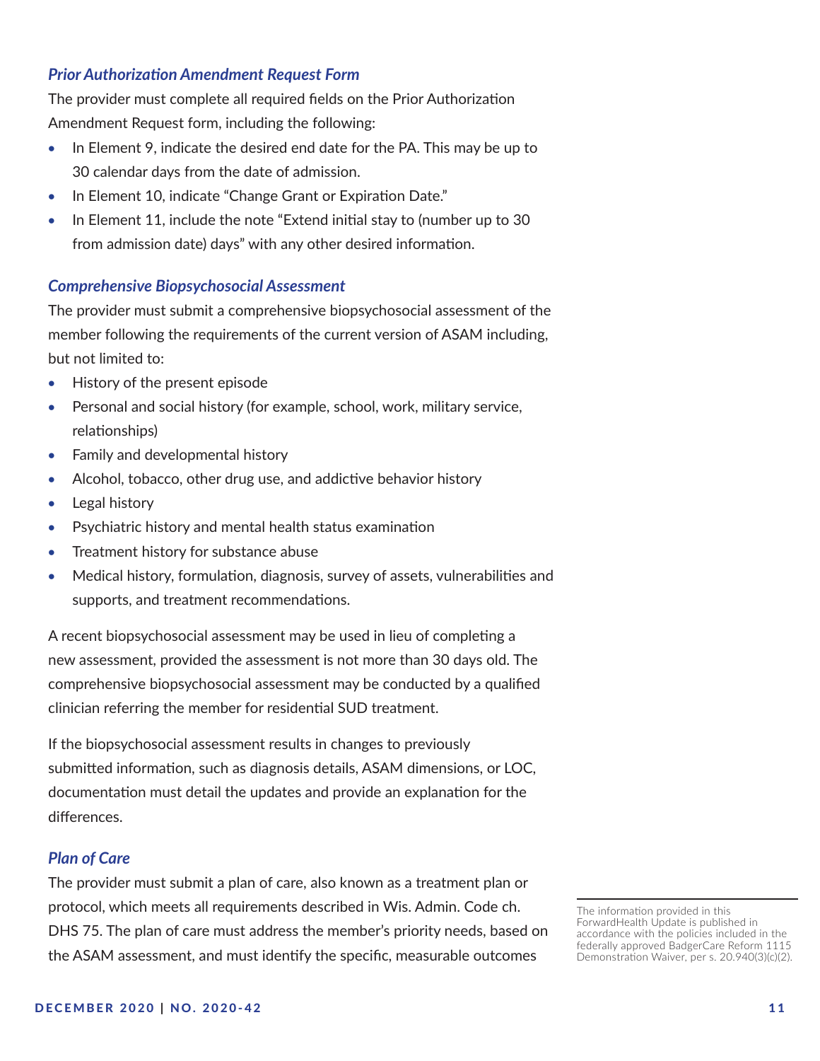### *Prior Authorization Amendment Request Form*

The provider must complete all required fields on the Prior Authorization Amendment Request form, including the following:

- In Element 9, indicate the desired end date for the PA. This may be up to 30 calendar days from the date of admission.
- In Element 10, indicate "Change Grant or Expiration Date."
- In Element 11, include the note "Extend initial stay to (number up to 30 from admission date) days" with any other desired information.

### *Comprehensive Biopsychosocial Assessment*

The provider must submit a comprehensive biopsychosocial assessment of the member following the requirements of the current version of ASAM including, but not limited to:

- History of the present episode
- Personal and social history (for example, school, work, military service, relationships)
- Family and developmental history
- Alcohol, tobacco, other drug use, and addictive behavior history
- Legal history
- Psychiatric history and mental health status examination
- Treatment history for substance abuse
- Medical history, formulation, diagnosis, survey of assets, vulnerabilities and supports, and treatment recommendations.

A recent biopsychosocial assessment may be used in lieu of completing a new assessment, provided the assessment is not more than 30 days old. The comprehensive biopsychosocial assessment may be conducted by a qualified clinician referring the member for residential SUD treatment.

If the biopsychosocial assessment results in changes to previously submitted information, such as diagnosis details, ASAM dimensions, or LOC, documentation must detail the updates and provide an explanation for the differences.

### *Plan of Care*

The provider must submit a plan of care, also known as a treatment plan or protocol, which meets all requirements described in Wis. Admin. Code ch. DHS 75. The plan of care must address the member's priority needs, based on the ASAM assessment, and must identify the specific, measurable outcomes

The information provided in this ForwardHealth Update is published in accordance with the policies included in the federally approved BadgerCare Reform 1115 Demonstration Waiver, per s. 20.940(3)(c)(2).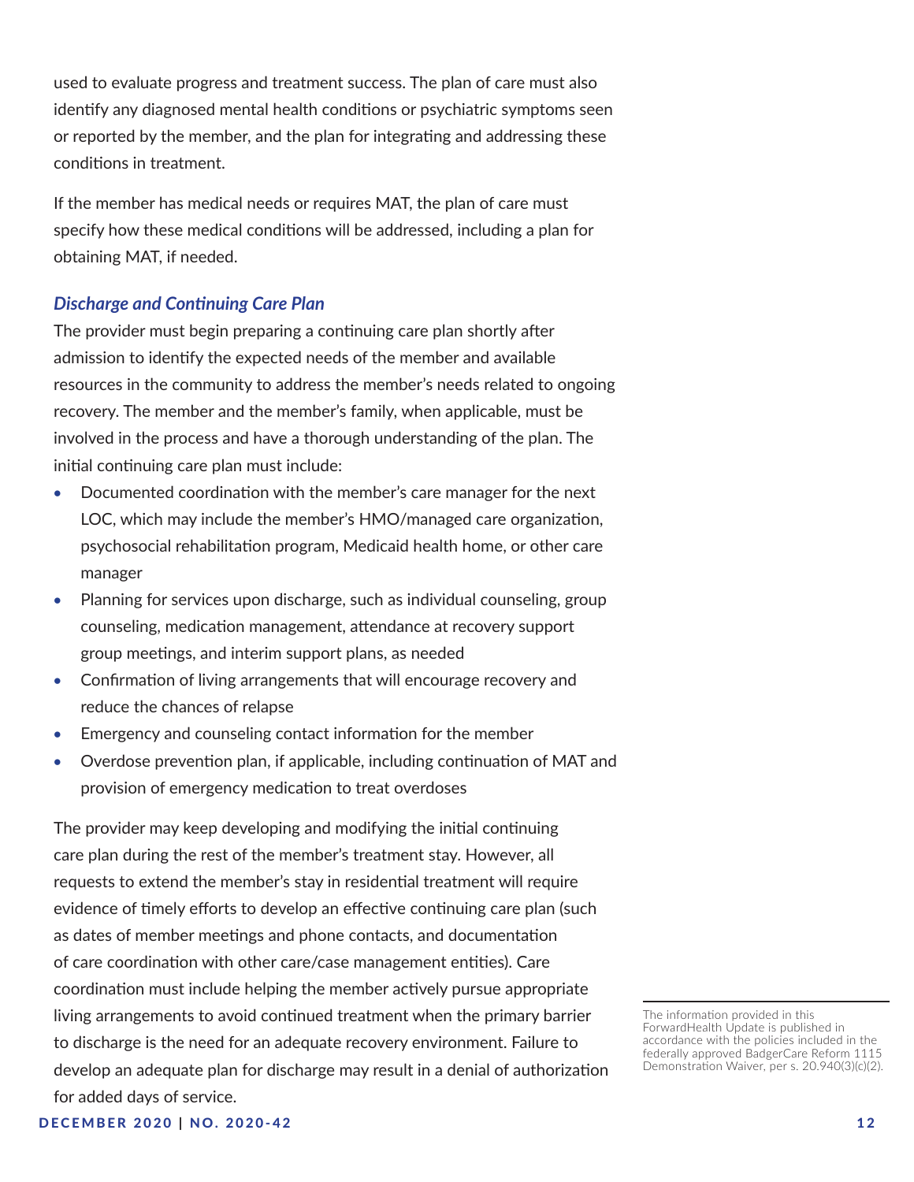used to evaluate progress and treatment success. The plan of care must also identify any diagnosed mental health conditions or psychiatric symptoms seen or reported by the member, and the plan for integrating and addressing these conditions in treatment.

If the member has medical needs or requires MAT, the plan of care must specify how these medical conditions will be addressed, including a plan for obtaining MAT, if needed.

### *Discharge and Continuing Care Plan*

The provider must begin preparing a continuing care plan shortly after admission to identify the expected needs of the member and available resources in the community to address the member's needs related to ongoing recovery. The member and the member's family, when applicable, must be involved in the process and have a thorough understanding of the plan. The initial continuing care plan must include:

- Documented coordination with the member's care manager for the next LOC, which may include the member's HMO/managed care organization, psychosocial rehabilitation program, Medicaid health home, or other care manager
- Planning for services upon discharge, such as individual counseling, group counseling, medication management, attendance at recovery support group meetings, and interim support plans, as needed
- Confirmation of living arrangements that will encourage recovery and reduce the chances of relapse
- Emergency and counseling contact information for the member
- Overdose prevention plan, if applicable, including continuation of MAT and provision of emergency medication to treat overdoses

The provider may keep developing and modifying the initial continuing care plan during the rest of the member's treatment stay. However, all requests to extend the member's stay in residential treatment will require evidence of timely efforts to develop an effective continuing care plan (such as dates of member meetings and phone contacts, and documentation of care coordination with other care/case management entities). Care coordination must include helping the member actively pursue appropriate living arrangements to avoid continued treatment when the primary barrier to discharge is the need for an adequate recovery environment. Failure to develop an adequate plan for discharge may result in a denial of authorization for added days of service.

The information provided in this ForwardHealth Update is published in accordance with the policies included in the federally approved BadgerCare Reform 1115 Demonstration Waiver, per s. 20.940(3)(c)(2).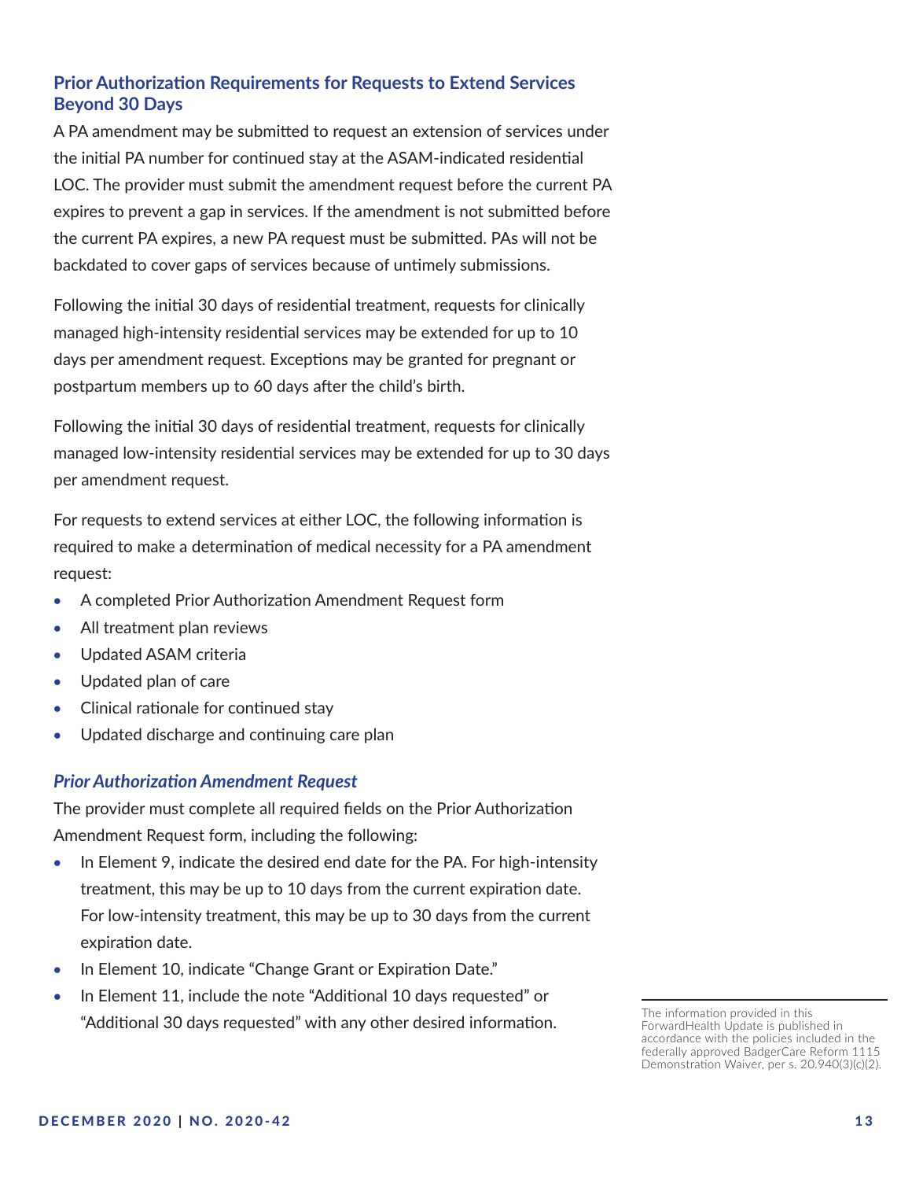## Prior Authorization Requirements for Requests to Extend Services Beyond 30 Days

A PA amendment may be submitted to request an extension of services under the initial PA number for continued stay at the ASAM-indicated residential LOC. The provider must submit the amendment request before the current PA expires to prevent a gap in services. If the amendment is not submitted before the current PA expires, a new PA request must be submitted. PAs will not be backdated to cover gaps of services because of untimely submissions.

Following the initial 30 days of residential treatment, requests for clinically managed high-intensity residential services may be extended for up to 10 days per amendment request. Exceptions may be granted for pregnant or postpartum members up to 60 days after the child's birth.

Following the initial 30 days of residential treatment, requests for clinically managed low-intensity residential services may be extended for up to 30 days per amendment request.

For requests to extend services at either LOC, the following information is required to make a determination of medical necessity for a PA amendment request:

- A completed Prior Authorization Amendment Request form
- All treatment plan reviews
- Updated ASAM criteria
- Updated plan of care
- Clinical rationale for continued stay
- Updated discharge and continuing care plan

### *Prior Authorization Amendment Request*

The provider must complete all required fields on the Prior Authorization Amendment Request form, including the following:

- In Element 9, indicate the desired end date for the PA. For high-intensity treatment, this may be up to 10 days from the current expiration date. For low-intensity treatment, this may be up to 30 days from the current expiration date.
- In Element 10, indicate "Change Grant or Expiration Date."
- In Element 11, include the note "Additional 10 days requested" or "Additional 30 days requested" with any other desired information.

The information provided in this ForwardHealth Update is published in accordance with the policies included in the federally approved BadgerCare Reform 1115 Demonstration Waiver, per s. 20.940(3)(c)(2).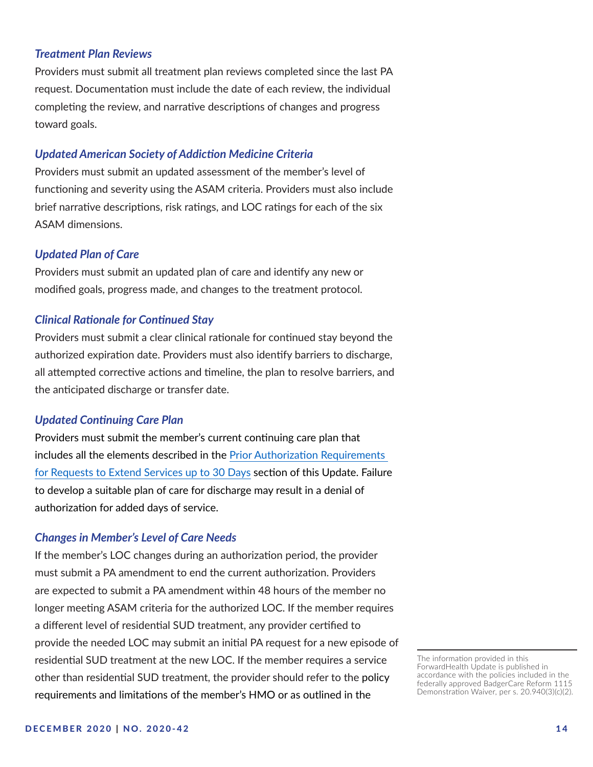### *Treatment Plan Reviews*

Providers must submit all treatment plan reviews completed since the last PA request. Documentation must include the date of each review, the individual completing the review, and narrative descriptions of changes and progress toward goals.

### *Updated American Society of Addiction Medicine Criteria*

Providers must submit an updated assessment of the member's level of functioning and severity using the ASAM criteria. Providers must also include brief narrative descriptions, risk ratings, and LOC ratings for each of the six ASAM dimensions.

### *Updated Plan of Care*

Providers must submit an updated plan of care and identify any new or modified goals, progress made, and changes to the treatment protocol.

### *Clinical Rationale for Continued Stay*

Providers must submit a clear clinical rationale for continued stay beyond the authorized expiration date. Providers must also identify barriers to discharge, all attempted corrective actions and timeline, the plan to resolve barriers, and the anticipated discharge or transfer date.

### *Updated Continuing Care Plan*

Providers must submit the member's current continuing care plan that includes all the elements described in the Prior Authorization Requirements for Requests to Extend Services up to 30 Days section of this Update. Failure to develop a suitable plan of care for discharge may result in a denial of authorization for added days of service.

### *Changes in Member's Level of Care Needs*

If the member's LOC changes during an authorization period, the provider must submit a PA amendment to end the current authorization. Providers are expected to submit a PA amendment within 48 hours of the member no longer meeting ASAM criteria for the authorized LOC. If the member requires a different level of residential SUD treatment, any provider certified to provide the needed LOC may submit an initial PA request for a new episode of residential SUD treatment at the new LOC. If the member requires a service other than residential SUD treatment, the provider should refer to the policy requirements and limitations of the member's HMO or as outlined in the

The information provided in this ForwardHealth Update is published in accordance with the policies included in the federally approved BadgerCare Reform 1115 Demonstration Waiver, per s. 20.940(3)(c)(2).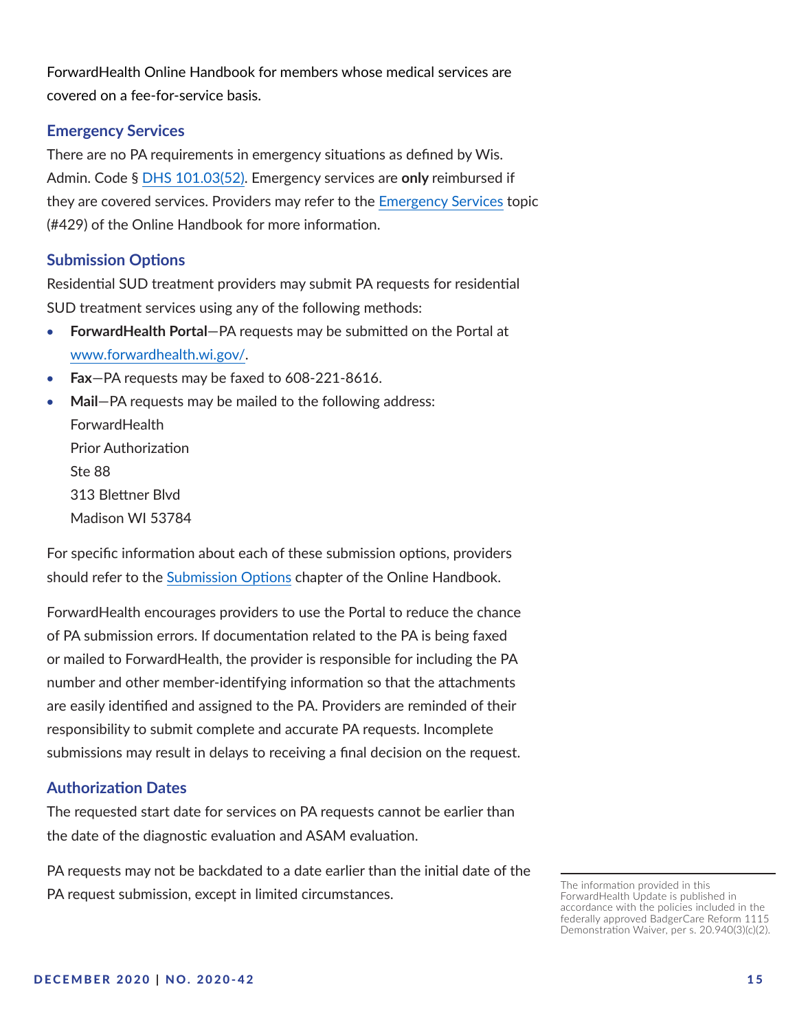ForwardHealth Online Handbook for members whose medical services are covered on a fee-for-service basis.

### Emergency Services

There are no PA requirements in emergency situations as defined by Wis. Admin. Code § DHS 101.03(52). Emergency services are **only** reimbursed if they are covered services. Providers may refer to the Emergency Services topic (#429) of the Online Handbook for more information.

### Submission Options

Residential SUD treatment providers may submit PA requests for residential SUD treatment services using any of the following methods:

- **ForwardHealth Portal**—PA requests may be submitted on the Portal at www.forwardhealth.wi.gov/.
- **Fax**—PA requests may be faxed to 608-221-8616.
- **Mail**—PA requests may be mailed to the following address:
  ForwardHealth
  Prior Authorization
  Ste 88
  313 Blettner Blvd
  Madison WI 53784

For specific information about each of these submission options, providers should refer to the Submission Options chapter of the Online Handbook.

ForwardHealth encourages providers to use the Portal to reduce the chance of PA submission errors. If documentation related to the PA is being faxed or mailed to ForwardHealth, the provider is responsible for including the PA number and other member-identifying information so that the attachments are easily identified and assigned to the PA. Providers are reminded of their responsibility to submit complete and accurate PA requests. Incomplete submissions may result in delays to receiving a final decision on the request.

### Authorization Dates

The requested start date for services on PA requests cannot be earlier than the date of the diagnostic evaluation and ASAM evaluation.

PA requests may not be backdated to a date earlier than the initial date of the PA request submission, except in limited circumstances.

The information provided in this ForwardHealth Update is published in accordance with the policies included in the federally approved BadgerCare Reform 1115 Demonstration Waiver, per s. 20.940(3)(c)(2).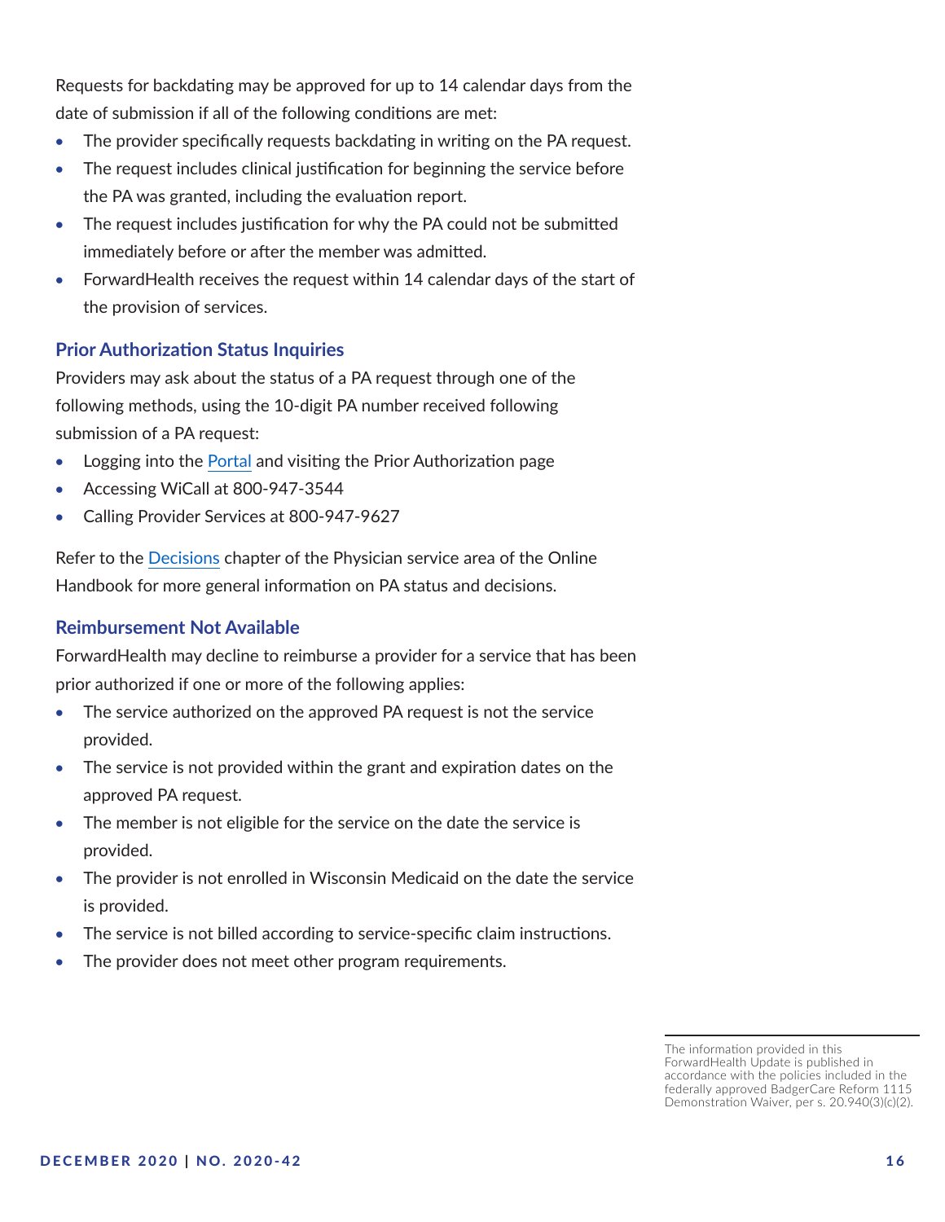Requests for backdating may be approved for up to 14 calendar days from the date of submission if all of the following conditions are met:

- The provider specifically requests backdating in writing on the PA request.
- The request includes clinical justification for beginning the service before the PA was granted, including the evaluation report.
- The request includes justification for why the PA could not be submitted immediately before or after the member was admitted.
- ForwardHealth receives the request within 14 calendar days of the start of the provision of services.

### Prior Authorization Status Inquiries

Providers may ask about the status of a PA request through one of the following methods, using the 10-digit PA number received following submission of a PA request:

- Logging into the Portal and visiting the Prior Authorization page
- Accessing WiCall at 800-947-3544
- Calling Provider Services at 800-947-9627

Refer to the Decisions chapter of the Physician service area of the Online Handbook for more general information on PA status and decisions.

### Reimbursement Not Available

ForwardHealth may decline to reimburse a provider for a service that has been prior authorized if one or more of the following applies:

- The service authorized on the approved PA request is not the service provided.
- The service is not provided within the grant and expiration dates on the approved PA request.
- The member is not eligible for the service on the date the service is provided.
- The provider is not enrolled in Wisconsin Medicaid on the date the service is provided.
- The service is not billed according to service-specific claim instructions.
- The provider does not meet other program requirements.

The information provided in this ForwardHealth Update is published in accordance with the policies included in the federally approved BadgerCare Reform 1115 Demonstration Waiver, per s. 20.940(3)(c)(2).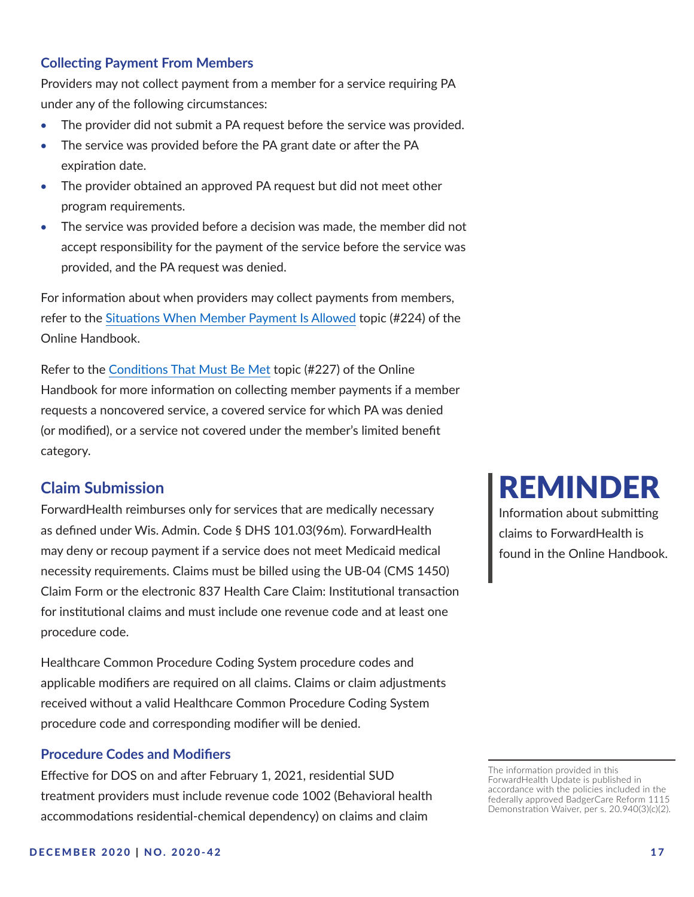### Collecting Payment From Members

Providers may not collect payment from a member for a service requiring PA under any of the following circumstances:

- The provider did not submit a PA request before the service was provided.
- The service was provided before the PA grant date or after the PA expiration date.
- The provider obtained an approved PA request but did not meet other program requirements.
- The service was provided before a decision was made, the member did not accept responsibility for the payment of the service before the service was provided, and the PA request was denied.

For information about when providers may collect payments from members, refer to the Situations When Member Payment Is Allowed topic (#224) of the Online Handbook.

Refer to the Conditions That Must Be Met topic (#227) of the Online Handbook for more information on collecting member payments if a member requests a noncovered service, a covered service for which PA was denied (or modified), or a service not covered under the member's limited benefit category.

## Claim Submission

ForwardHealth reimburses only for services that are medically necessary as defined under Wis. Admin. Code § DHS 101.03(96m). ForwardHealth may deny or recoup payment if a service does not meet Medicaid medical necessity requirements. Claims must be billed using the UB-04 (CMS 1450) Claim Form or the electronic 837 Health Care Claim: Institutional transaction for institutional claims and must include one revenue code and at least one procedure code.

Healthcare Common Procedure Coding System procedure codes and applicable modifiers are required on all claims. Claims or claim adjustments received without a valid Healthcare Common Procedure Coding System procedure code and corresponding modifier will be denied.

### Procedure Codes and Modifiers

Effective for DOS on and after February 1, 2021, residential SUD treatment providers must include revenue code 1002 (Behavioral health accommodations residential-chemical dependency) on claims and claim

**REMINDER**

Information about submitting claims to ForwardHealth is found in the Online Handbook.

The information provided in this ForwardHealth Update is published in accordance with the policies included in the federally approved BadgerCare Reform 1115 Demonstration Waiver, per s. 20.940(3)(c)(2).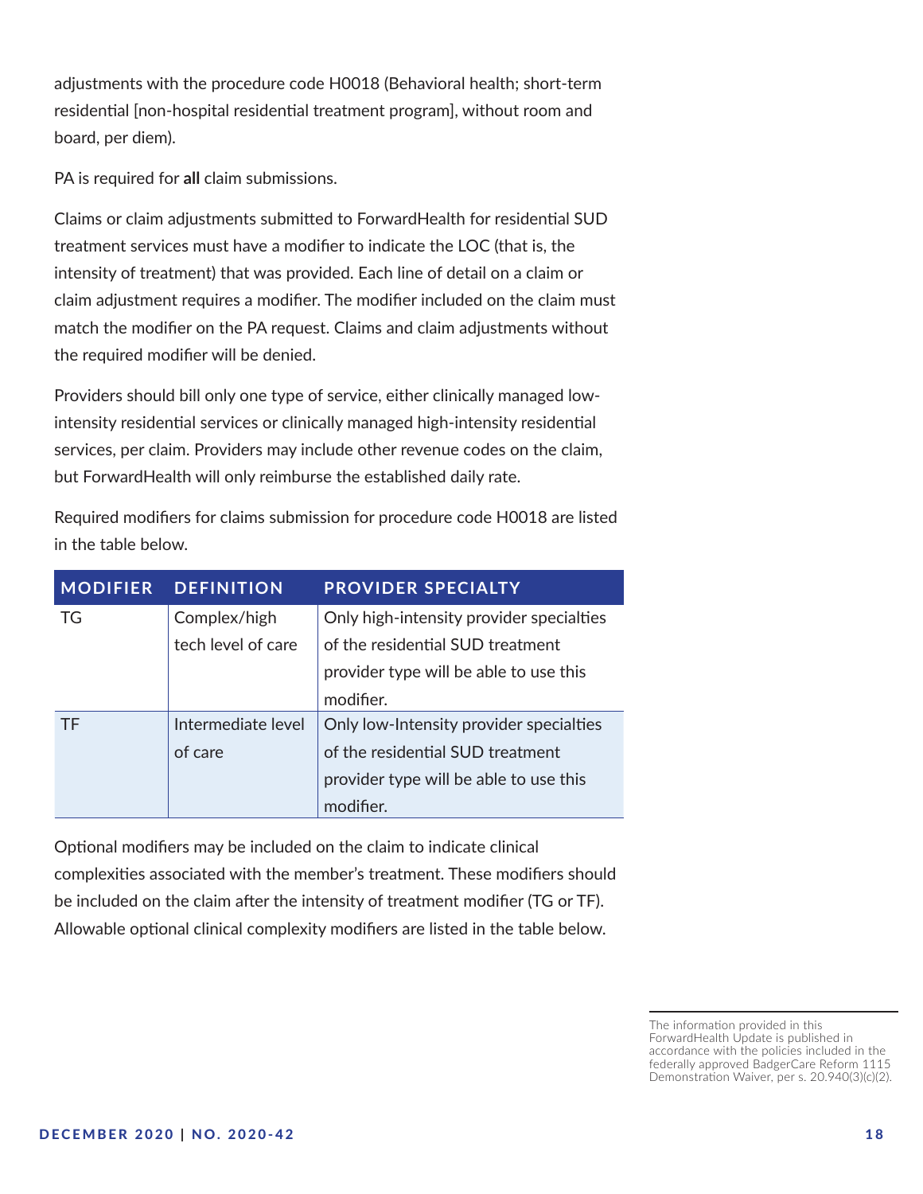adjustments with the procedure code H0018 (Behavioral health; short-term residential [non-hospital residential treatment program], without room and board, per diem).

PA is required for **all** claim submissions.

Claims or claim adjustments submitted to ForwardHealth for residential SUD treatment services must have a modifier to indicate the LOC (that is, the intensity of treatment) that was provided. Each line of detail on a claim or claim adjustment requires a modifier. The modifier included on the claim must match the modifier on the PA request. Claims and claim adjustments without the required modifier will be denied.

Providers should bill only one type of service, either clinically managed low-intensity residential services or clinically managed high-intensity residential services, per claim. Providers may include other revenue codes on the claim, but ForwardHealth will only reimburse the established daily rate.

Required modifiers for claims submission for procedure code H0018 are listed in the table below.

| MODIFIER | DEFINITION | PROVIDER SPECIALTY |
|---|---|---|
| TG | Complex/high tech level of care | Only high-intensity provider specialties of the residential SUD treatment provider type will be able to use this modifier. |
| TF | Intermediate level of care | Only low-Intensity provider specialties of the residential SUD treatment provider type will be able to use this modifier. |

Optional modifiers may be included on the claim to indicate clinical complexities associated with the member's treatment. These modifiers should be included on the claim after the intensity of treatment modifier (TG or TF). Allowable optional clinical complexity modifiers are listed in the table below.

The information provided in this ForwardHealth Update is published in accordance with the policies included in the federally approved BadgerCare Reform 1115 Demonstration Waiver, per s. 20.940(3)(c)(2).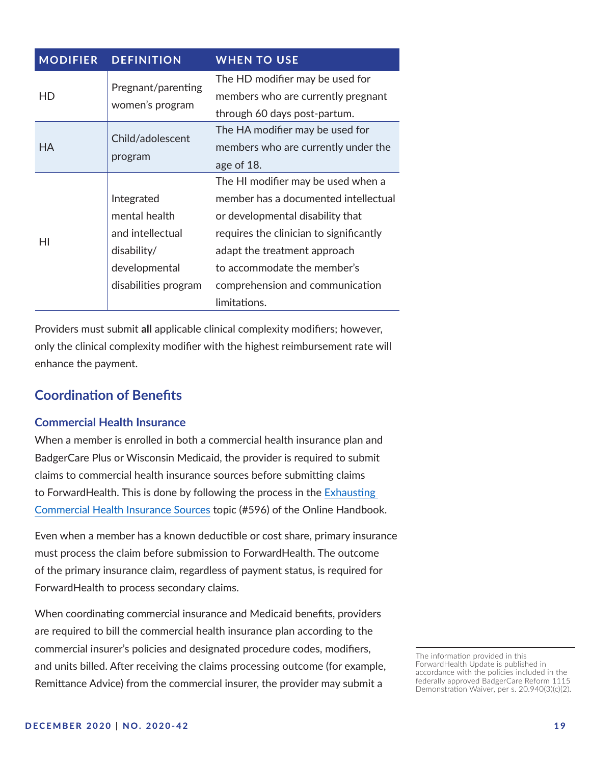| MODIFIER | DEFINITION | WHEN TO USE |
|---|---|---|
| HD | Pregnant/parenting women's program | The HD modifier may be used for members who are currently pregnant through 60 days post-partum. |
| HA | Child/adolescent program | The HA modifier may be used for members who are currently under the age of 18. |
| HI | Integrated mental health and intellectual disability/ developmental disabilities program | The HI modifier may be used when a member has a documented intellectual or developmental disability that requires the clinician to significantly adapt the treatment approach to accommodate the member's comprehension and communication limitations. |

Providers must submit **all** applicable clinical complexity modifiers; however, only the clinical complexity modifier with the highest reimbursement rate will enhance the payment.

## Coordination of Benefits

### Commercial Health Insurance

When a member is enrolled in both a commercial health insurance plan and BadgerCare Plus or Wisconsin Medicaid, the provider is required to submit claims to commercial health insurance sources before submitting claims to ForwardHealth. This is done by following the process in the Exhausting Commercial Health Insurance Sources topic (#596) of the Online Handbook.

Even when a member has a known deductible or cost share, primary insurance must process the claim before submission to ForwardHealth. The outcome of the primary insurance claim, regardless of payment status, is required for ForwardHealth to process secondary claims.

When coordinating commercial insurance and Medicaid benefits, providers are required to bill the commercial health insurance plan according to the commercial insurer's policies and designated procedure codes, modifiers, and units billed. After receiving the claims processing outcome (for example, Remittance Advice) from the commercial insurer, the provider may submit a

The information provided in this ForwardHealth Update is published in accordance with the policies included in the federally approved BadgerCare Reform 1115 Demonstration Waiver, per s. 20.940(3)(c)(2).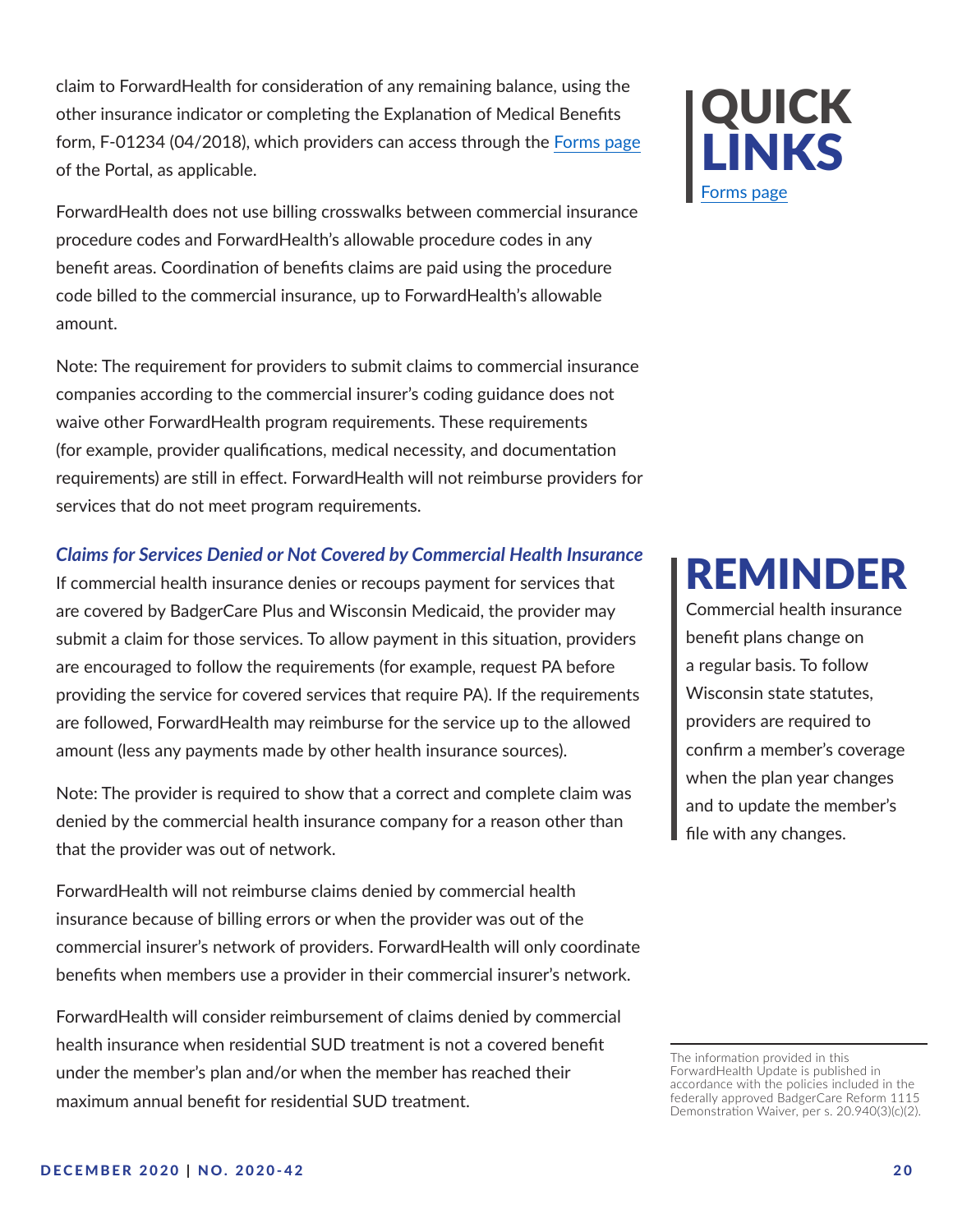claim to ForwardHealth for consideration of any remaining balance, using the other insurance indicator or completing the Explanation of Medical Benefits form, F-01234 (04/2018), which providers can access through the Forms page of the Portal, as applicable.

ForwardHealth does not use billing crosswalks between commercial insurance procedure codes and ForwardHealth's allowable procedure codes in any benefit areas. Coordination of benefits claims are paid using the procedure code billed to the commercial insurance, up to ForwardHealth's allowable amount.

Note: The requirement for providers to submit claims to commercial insurance companies according to the commercial insurer's coding guidance does not waive other ForwardHealth program requirements. These requirements (for example, provider qualifications, medical necessity, and documentation requirements) are still in effect. ForwardHealth will not reimburse providers for services that do not meet program requirements.

***Claims for Services Denied or Not Covered by Commercial Health Insurance***

If commercial health insurance denies or recoups payment for services that are covered by BadgerCare Plus and Wisconsin Medicaid, the provider may submit a claim for those services. To allow payment in this situation, providers are encouraged to follow the requirements (for example, request PA before providing the service for covered services that require PA). If the requirements are followed, ForwardHealth may reimburse for the service up to the allowed amount (less any payments made by other health insurance sources).

Note: The provider is required to show that a correct and complete claim was denied by the commercial health insurance company for a reason other than that the provider was out of network.

ForwardHealth will not reimburse claims denied by commercial health insurance because of billing errors or when the provider was out of the commercial insurer's network of providers. ForwardHealth will only coordinate benefits when members use a provider in their commercial insurer's network.

ForwardHealth will consider reimbursement of claims denied by commercial health insurance when residential SUD treatment is not a covered benefit under the member's plan and/or when the member has reached their maximum annual benefit for residential SUD treatment.

## QUICK LINKS

Forms page

## REMINDER

Commercial health insurance benefit plans change on a regular basis. To follow Wisconsin state statutes, providers are required to confirm a member's coverage when the plan year changes and to update the member's file with any changes.

---

The information provided in this ForwardHealth Update is published in accordance with the policies included in the federally approved BadgerCare Reform 1115 Demonstration Waiver, per s. 20.940(3)(c)(2).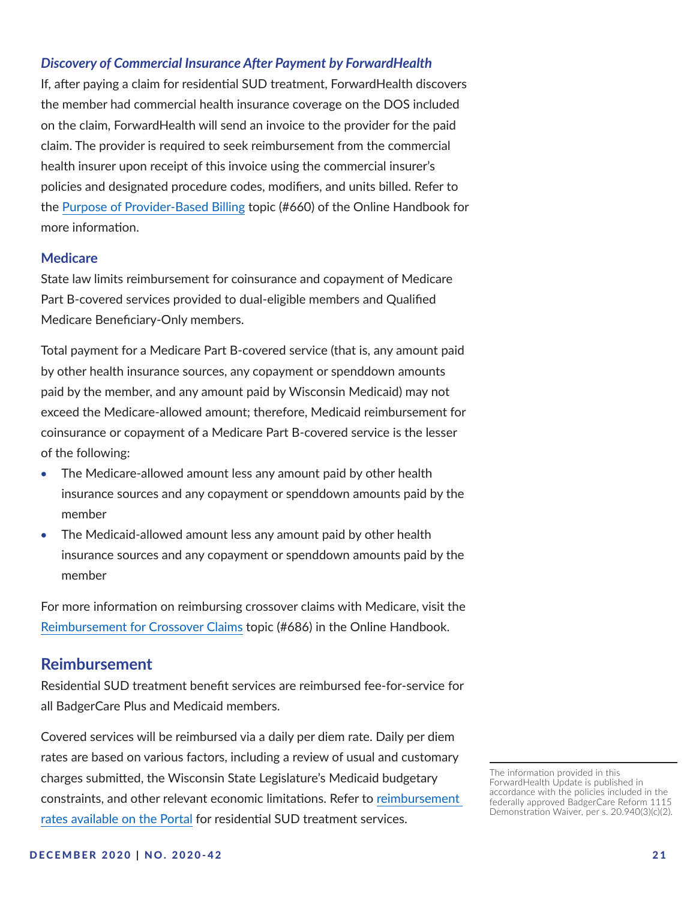### *Discovery of Commercial Insurance After Payment by ForwardHealth*

If, after paying a claim for residential SUD treatment, ForwardHealth discovers the member had commercial health insurance coverage on the DOS included on the claim, ForwardHealth will send an invoice to the provider for the paid claim. The provider is required to seek reimbursement from the commercial health insurer upon receipt of this invoice using the commercial insurer's policies and designated procedure codes, modifiers, and units billed. Refer to the Purpose of Provider-Based Billing topic (#660) of the Online Handbook for more information.

### Medicare

State law limits reimbursement for coinsurance and copayment of Medicare Part B-covered services provided to dual-eligible members and Qualified Medicare Beneficiary-Only members.

Total payment for a Medicare Part B-covered service (that is, any amount paid by other health insurance sources, any copayment or spenddown amounts paid by the member, and any amount paid by Wisconsin Medicaid) may not exceed the Medicare-allowed amount; therefore, Medicaid reimbursement for coinsurance or copayment of a Medicare Part B-covered service is the lesser of the following:

- The Medicare-allowed amount less any amount paid by other health insurance sources and any copayment or spenddown amounts paid by the member
- The Medicaid-allowed amount less any amount paid by other health insurance sources and any copayment or spenddown amounts paid by the member

For more information on reimbursing crossover claims with Medicare, visit the Reimbursement for Crossover Claims topic (#686) in the Online Handbook.

## Reimbursement

Residential SUD treatment benefit services are reimbursed fee-for-service for all BadgerCare Plus and Medicaid members.

Covered services will be reimbursed via a daily per diem rate. Daily per diem rates are based on various factors, including a review of usual and customary charges submitted, the Wisconsin State Legislature's Medicaid budgetary constraints, and other relevant economic limitations. Refer to reimbursement rates available on the Portal for residential SUD treatment services.

The information provided in this ForwardHealth Update is published in accordance with the policies included in the federally approved BadgerCare Reform 1115 Demonstration Waiver, per s. 20.940(3)(c)(2).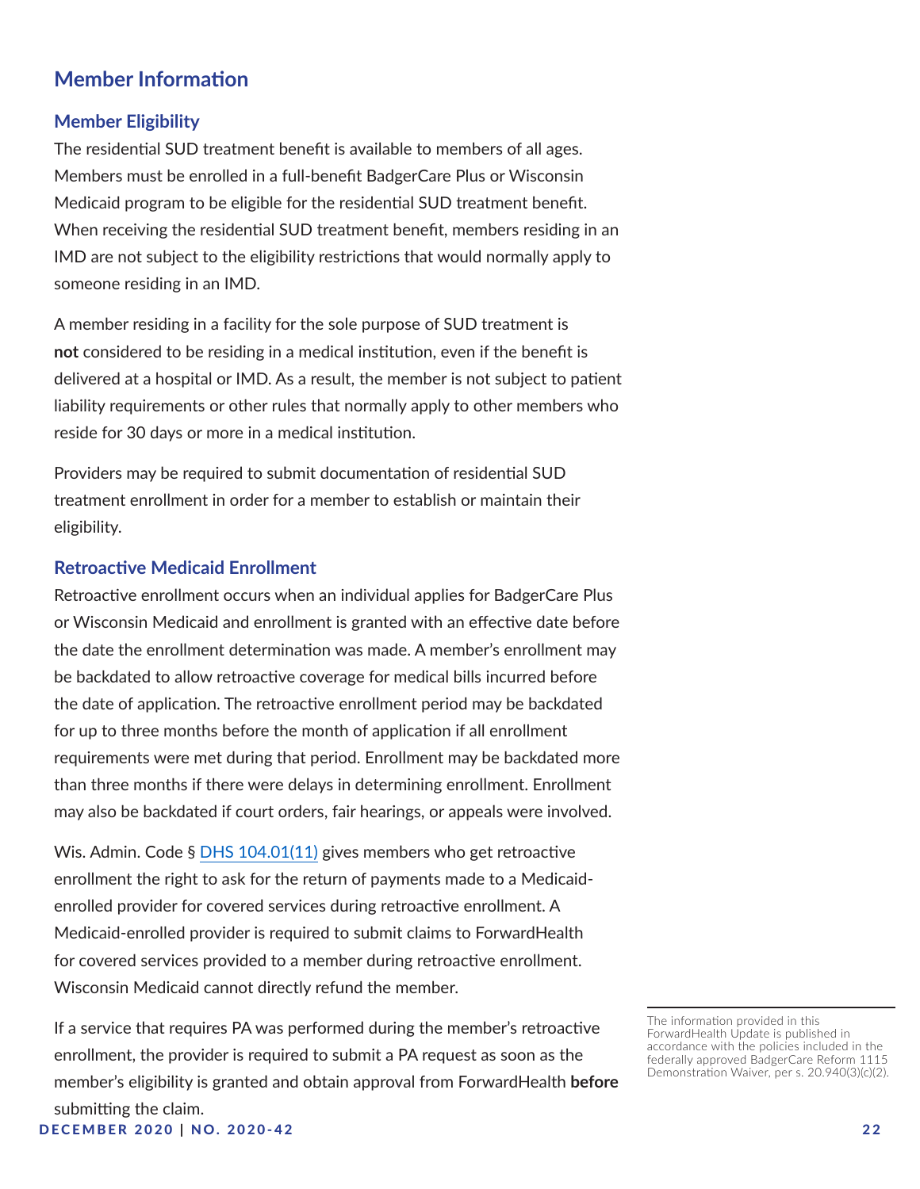## Member Information

### Member Eligibility

The residential SUD treatment benefit is available to members of all ages. Members must be enrolled in a full-benefit BadgerCare Plus or Wisconsin Medicaid program to be eligible for the residential SUD treatment benefit. When receiving the residential SUD treatment benefit, members residing in an IMD are not subject to the eligibility restrictions that would normally apply to someone residing in an IMD.

A member residing in a facility for the sole purpose of SUD treatment is **not** considered to be residing in a medical institution, even if the benefit is delivered at a hospital or IMD. As a result, the member is not subject to patient liability requirements or other rules that normally apply to other members who reside for 30 days or more in a medical institution.

Providers may be required to submit documentation of residential SUD treatment enrollment in order for a member to establish or maintain their eligibility.

### Retroactive Medicaid Enrollment

Retroactive enrollment occurs when an individual applies for BadgerCare Plus or Wisconsin Medicaid and enrollment is granted with an effective date before the date the enrollment determination was made. A member's enrollment may be backdated to allow retroactive coverage for medical bills incurred before the date of application. The retroactive enrollment period may be backdated for up to three months before the month of application if all enrollment requirements were met during that period. Enrollment may be backdated more than three months if there were delays in determining enrollment. Enrollment may also be backdated if court orders, fair hearings, or appeals were involved.

Wis. Admin. Code § DHS 104.01(11) gives members who get retroactive enrollment the right to ask for the return of payments made to a Medicaid-enrolled provider for covered services during retroactive enrollment. A Medicaid-enrolled provider is required to submit claims to ForwardHealth for covered services provided to a member during retroactive enrollment. Wisconsin Medicaid cannot directly refund the member.

If a service that requires PA was performed during the member's retroactive enrollment, the provider is required to submit a PA request as soon as the member's eligibility is granted and obtain approval from ForwardHealth **before** submitting the claim.

The information provided in this ForwardHealth Update is published in accordance with the policies included in the federally approved BadgerCare Reform 1115 Demonstration Waiver, per s. 20.940(3)(c)(2).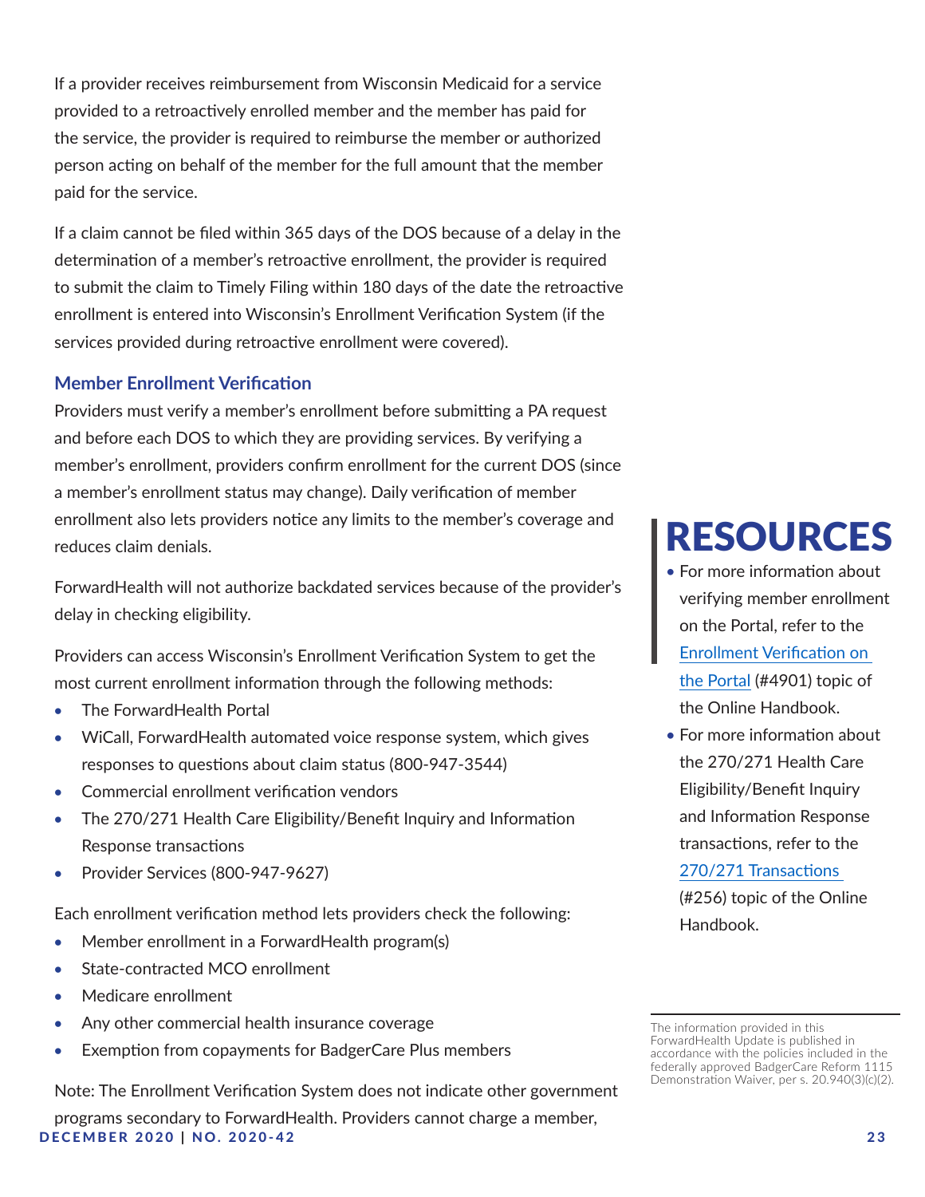If a provider receives reimbursement from Wisconsin Medicaid for a service provided to a retroactively enrolled member and the member has paid for the service, the provider is required to reimburse the member or authorized person acting on behalf of the member for the full amount that the member paid for the service.

If a claim cannot be filed within 365 days of the DOS because of a delay in the determination of a member's retroactive enrollment, the provider is required to submit the claim to Timely Filing within 180 days of the date the retroactive enrollment is entered into Wisconsin's Enrollment Verification System (if the services provided during retroactive enrollment were covered).

### Member Enrollment Verification

Providers must verify a member's enrollment before submitting a PA request and before each DOS to which they are providing services. By verifying a member's enrollment, providers confirm enrollment for the current DOS (since a member's enrollment status may change). Daily verification of member enrollment also lets providers notice any limits to the member's coverage and reduces claim denials.

ForwardHealth will not authorize backdated services because of the provider's delay in checking eligibility.

Providers can access Wisconsin's Enrollment Verification System to get the most current enrollment information through the following methods:

- The ForwardHealth Portal
- WiCall, ForwardHealth automated voice response system, which gives responses to questions about claim status (800-947-3544)
- Commercial enrollment verification vendors
- The 270/271 Health Care Eligibility/Benefit Inquiry and Information Response transactions
- Provider Services (800-947-9627)

Each enrollment verification method lets providers check the following:

- Member enrollment in a ForwardHealth program(s)
- State-contracted MCO enrollment
- Medicare enrollment
- Any other commercial health insurance coverage
- Exemption from copayments for BadgerCare Plus members

Note: The Enrollment Verification System does not indicate other government programs secondary to ForwardHealth. Providers cannot charge a member,

## RESOURCES

- For more information about verifying member enrollment on the Portal, refer to the Enrollment Verification on the Portal (#4901) topic of the Online Handbook.
- For more information about the 270/271 Health Care Eligibility/Benefit Inquiry and Information Response transactions, refer to the 270/271 Transactions (#256) topic of the Online Handbook.

The information provided in this ForwardHealth Update is published in accordance with the policies included in the federally approved BadgerCare Reform 1115 Demonstration Waiver, per s. 20.940(3)(c)(2).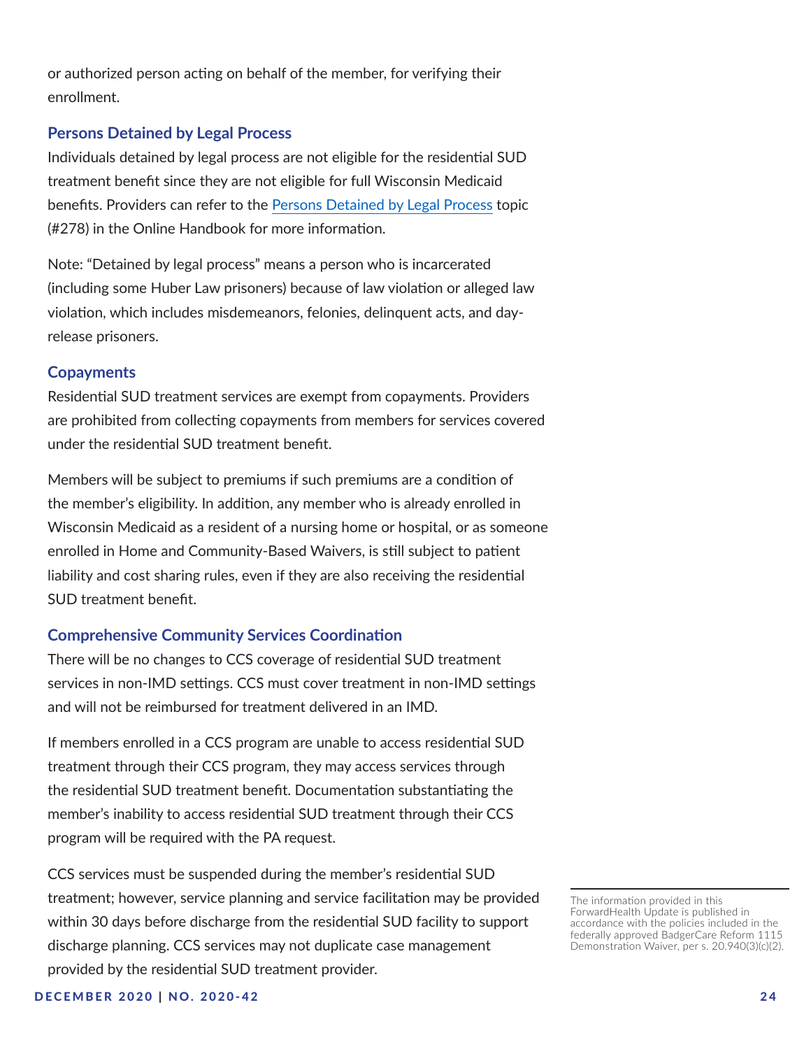or authorized person acting on behalf of the member, for verifying their enrollment.

### Persons Detained by Legal Process

Individuals detained by legal process are not eligible for the residential SUD treatment benefit since they are not eligible for full Wisconsin Medicaid benefits. Providers can refer to the Persons Detained by Legal Process topic (#278) in the Online Handbook for more information.

Note: "Detained by legal process" means a person who is incarcerated (including some Huber Law prisoners) because of law violation or alleged law violation, which includes misdemeanors, felonies, delinquent acts, and day-release prisoners.

### Copayments

Residential SUD treatment services are exempt from copayments. Providers are prohibited from collecting copayments from members for services covered under the residential SUD treatment benefit.

Members will be subject to premiums if such premiums are a condition of the member's eligibility. In addition, any member who is already enrolled in Wisconsin Medicaid as a resident of a nursing home or hospital, or as someone enrolled in Home and Community-Based Waivers, is still subject to patient liability and cost sharing rules, even if they are also receiving the residential SUD treatment benefit.

### Comprehensive Community Services Coordination

There will be no changes to CCS coverage of residential SUD treatment services in non-IMD settings. CCS must cover treatment in non-IMD settings and will not be reimbursed for treatment delivered in an IMD.

If members enrolled in a CCS program are unable to access residential SUD treatment through their CCS program, they may access services through the residential SUD treatment benefit. Documentation substantiating the member's inability to access residential SUD treatment through their CCS program will be required with the PA request.

CCS services must be suspended during the member's residential SUD treatment; however, service planning and service facilitation may be provided within 30 days before discharge from the residential SUD facility to support discharge planning. CCS services may not duplicate case management provided by the residential SUD treatment provider.

The information provided in this ForwardHealth Update is published in accordance with the policies included in the federally approved BadgerCare Reform 1115 Demonstration Waiver, per s. 20.940(3)(c)(2).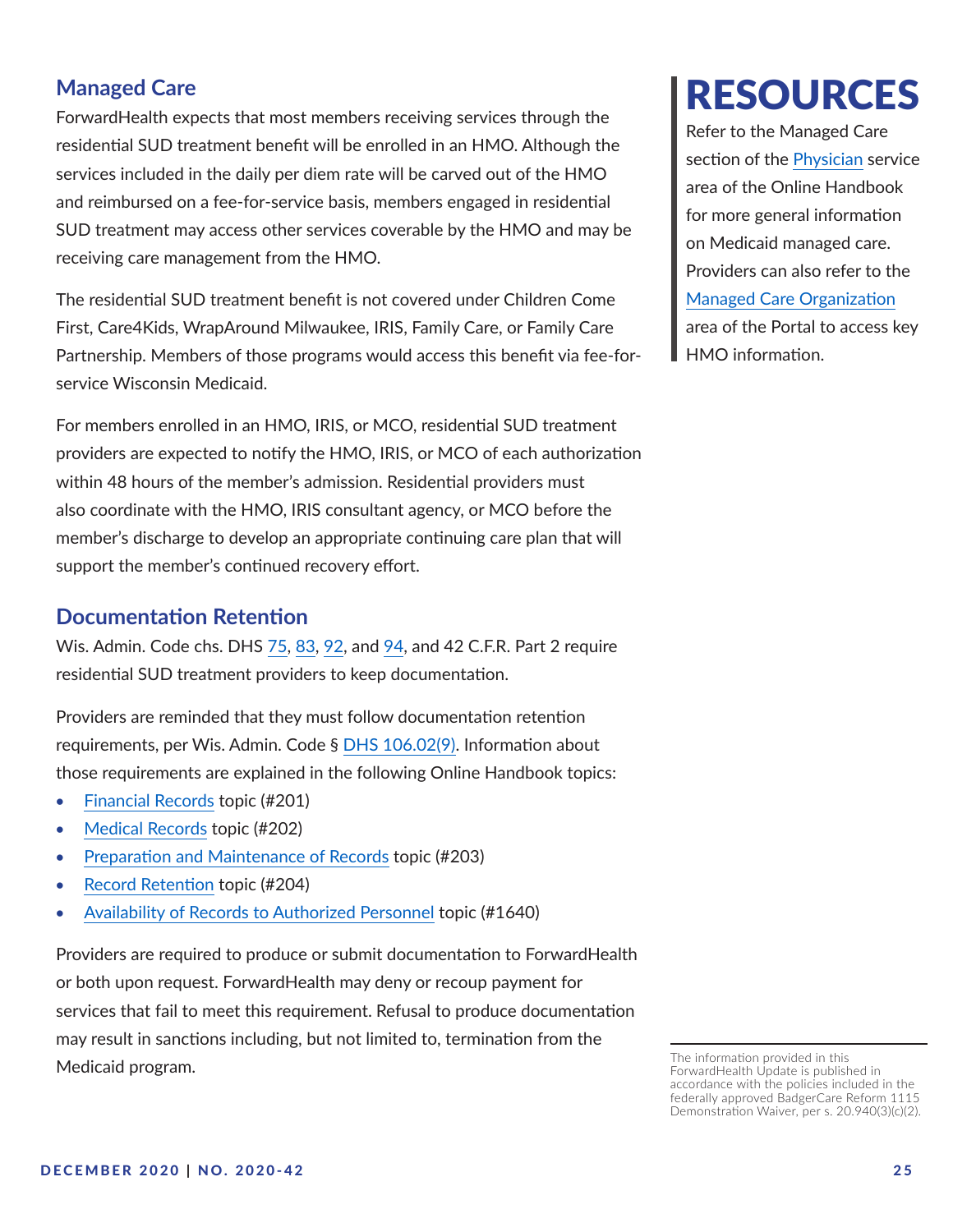## Managed Care

ForwardHealth expects that most members receiving services through the residential SUD treatment benefit will be enrolled in an HMO. Although the services included in the daily per diem rate will be carved out of the HMO and reimbursed on a fee-for-service basis, members engaged in residential SUD treatment may access other services coverable by the HMO and may be receiving care management from the HMO.

The residential SUD treatment benefit is not covered under Children Come First, Care4Kids, WrapAround Milwaukee, IRIS, Family Care, or Family Care Partnership. Members of those programs would access this benefit via fee-for-service Wisconsin Medicaid.

For members enrolled in an HMO, IRIS, or MCO, residential SUD treatment providers are expected to notify the HMO, IRIS, or MCO of each authorization within 48 hours of the member's admission. Residential providers must also coordinate with the HMO, IRIS consultant agency, or MCO before the member's discharge to develop an appropriate continuing care plan that will support the member's continued recovery effort.

## Documentation Retention

Wis. Admin. Code chs. DHS 75, 83, 92, and 94, and 42 C.F.R. Part 2 require residential SUD treatment providers to keep documentation.

Providers are reminded that they must follow documentation retention requirements, per Wis. Admin. Code § DHS 106.02(9). Information about those requirements are explained in the following Online Handbook topics:

- Financial Records topic (#201)
- Medical Records topic (#202)
- Preparation and Maintenance of Records topic (#203)
- Record Retention topic (#204)
- Availability of Records to Authorized Personnel topic (#1640)

Providers are required to produce or submit documentation to ForwardHealth or both upon request. ForwardHealth may deny or recoup payment for services that fail to meet this requirement. Refusal to produce documentation may result in sanctions including, but not limited to, termination from the Medicaid program.

# RESOURCES

Refer to the Managed Care section of the Physician service area of the Online Handbook for more general information on Medicaid managed care. Providers can also refer to the Managed Care Organization area of the Portal to access key HMO information.

The information provided in this ForwardHealth Update is published in accordance with the policies included in the federally approved BadgerCare Reform 1115 Demonstration Waiver, per s. 20.940(3)(c)(2).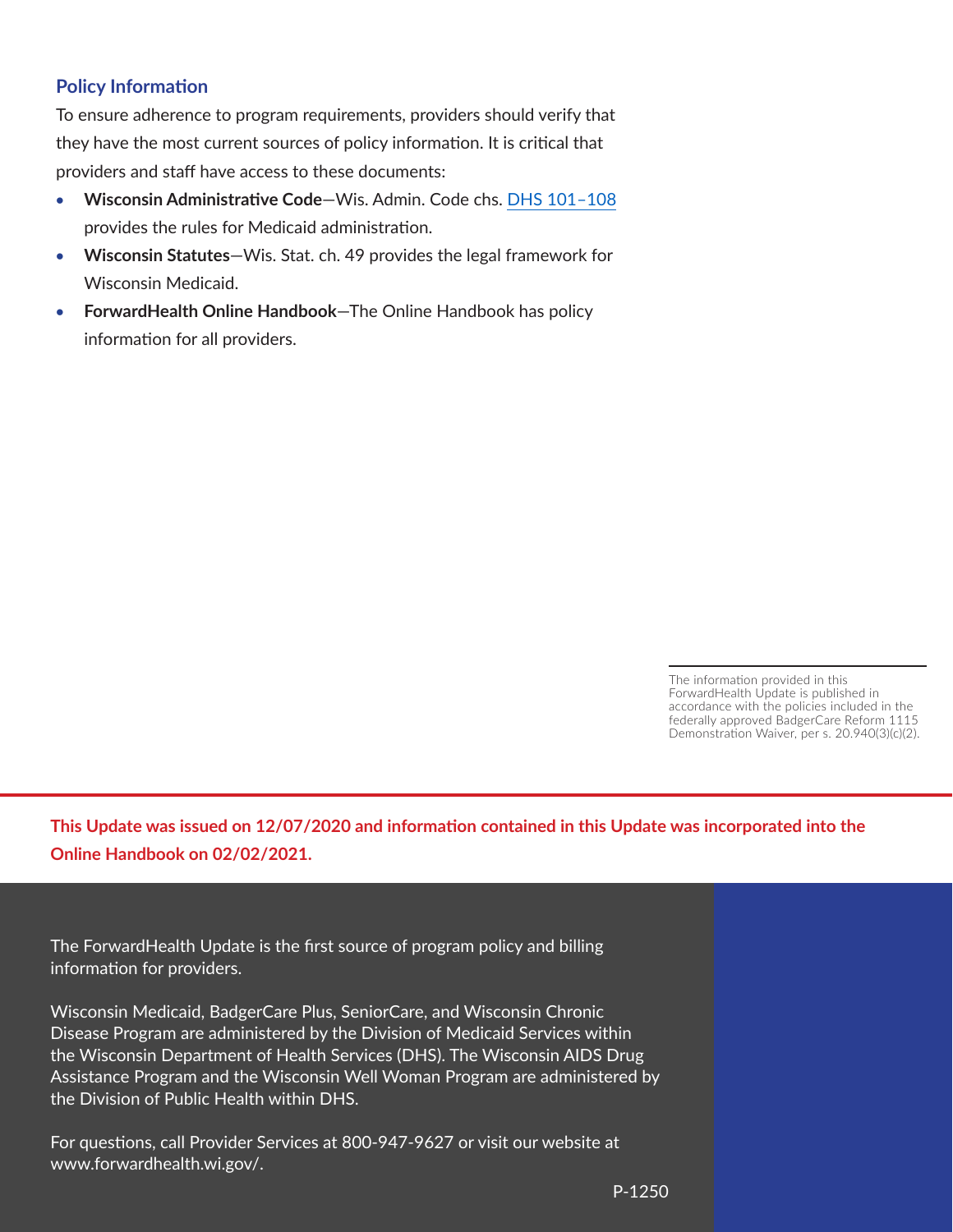## Policy Information

To ensure adherence to program requirements, providers should verify that they have the most current sources of policy information. It is critical that providers and staff have access to these documents:

- **Wisconsin Administrative Code**—Wis. Admin. Code chs. DHS 101–108 provides the rules for Medicaid administration.
- **Wisconsin Statutes**—Wis. Stat. ch. 49 provides the legal framework for Wisconsin Medicaid.
- **ForwardHealth Online Handbook**—The Online Handbook has policy information for all providers.

The information provided in this ForwardHealth Update is published in accordance with the policies included in the federally approved BadgerCare Reform 1115 Demonstration Waiver, per s. 20.940(3)(c)(2).

**This Update was issued on 12/07/2020 and information contained in this Update was incorporated into the Online Handbook on 02/02/2021.**

The ForwardHealth Update is the first source of program policy and billing information for providers.

Wisconsin Medicaid, BadgerCare Plus, SeniorCare, and Wisconsin Chronic Disease Program are administered by the Division of Medicaid Services within the Wisconsin Department of Health Services (DHS). The Wisconsin AIDS Drug Assistance Program and the Wisconsin Well Woman Program are administered by the Division of Public Health within DHS.

For questions, call Provider Services at 800-947-9627 or visit our website at www.forwardhealth.wi.gov/.

P-1250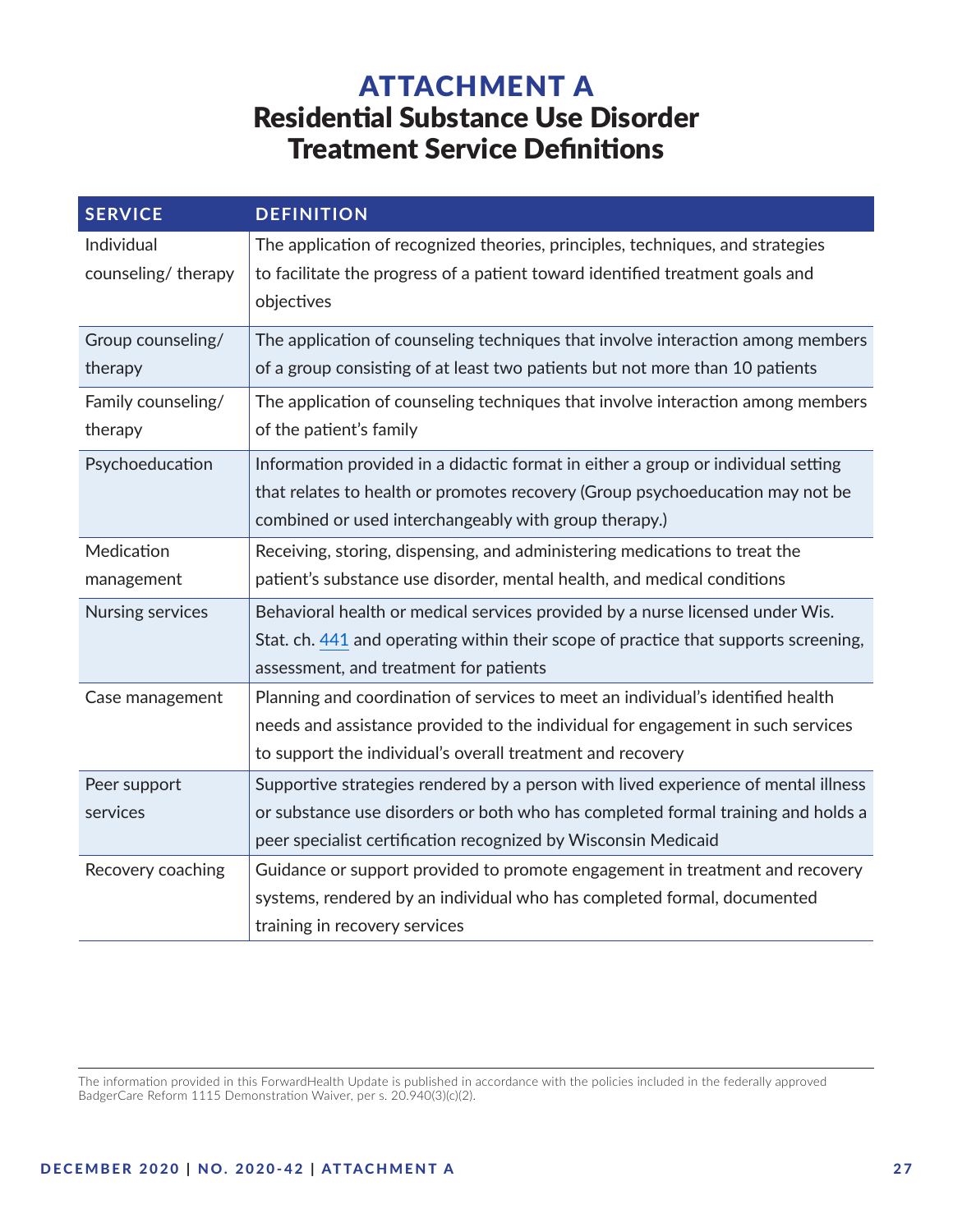# ATTACHMENT A
## Residential Substance Use Disorder Treatment Service Definitions

| SERVICE | DEFINITION |
|---|---|
| Individual counseling/ therapy | The application of recognized theories, principles, techniques, and strategies to facilitate the progress of a patient toward identified treatment goals and objectives |
| Group counseling/ therapy | The application of counseling techniques that involve interaction among members of a group consisting of at least two patients but not more than 10 patients |
| Family counseling/ therapy | The application of counseling techniques that involve interaction among members of the patient's family |
| Psychoeducation | Information provided in a didactic format in either a group or individual setting that relates to health or promotes recovery (Group psychoeducation may not be combined or used interchangeably with group therapy.) |
| Medication management | Receiving, storing, dispensing, and administering medications to treat the patient's substance use disorder, mental health, and medical conditions |
| Nursing services | Behavioral health or medical services provided by a nurse licensed under Wis. Stat. ch. 441 and operating within their scope of practice that supports screening, assessment, and treatment for patients |
| Case management | Planning and coordination of services to meet an individual's identified health needs and assistance provided to the individual for engagement in such services to support the individual's overall treatment and recovery |
| Peer support services | Supportive strategies rendered by a person with lived experience of mental illness or substance use disorders or both who has completed formal training and holds a peer specialist certification recognized by Wisconsin Medicaid |
| Recovery coaching | Guidance or support provided to promote engagement in treatment and recovery systems, rendered by an individual who has completed formal, documented training in recovery services |

The information provided in this ForwardHealth Update is published in accordance with the policies included in the federally approved BadgerCare Reform 1115 Demonstration Waiver, per s. 20.940(3)(c)(2).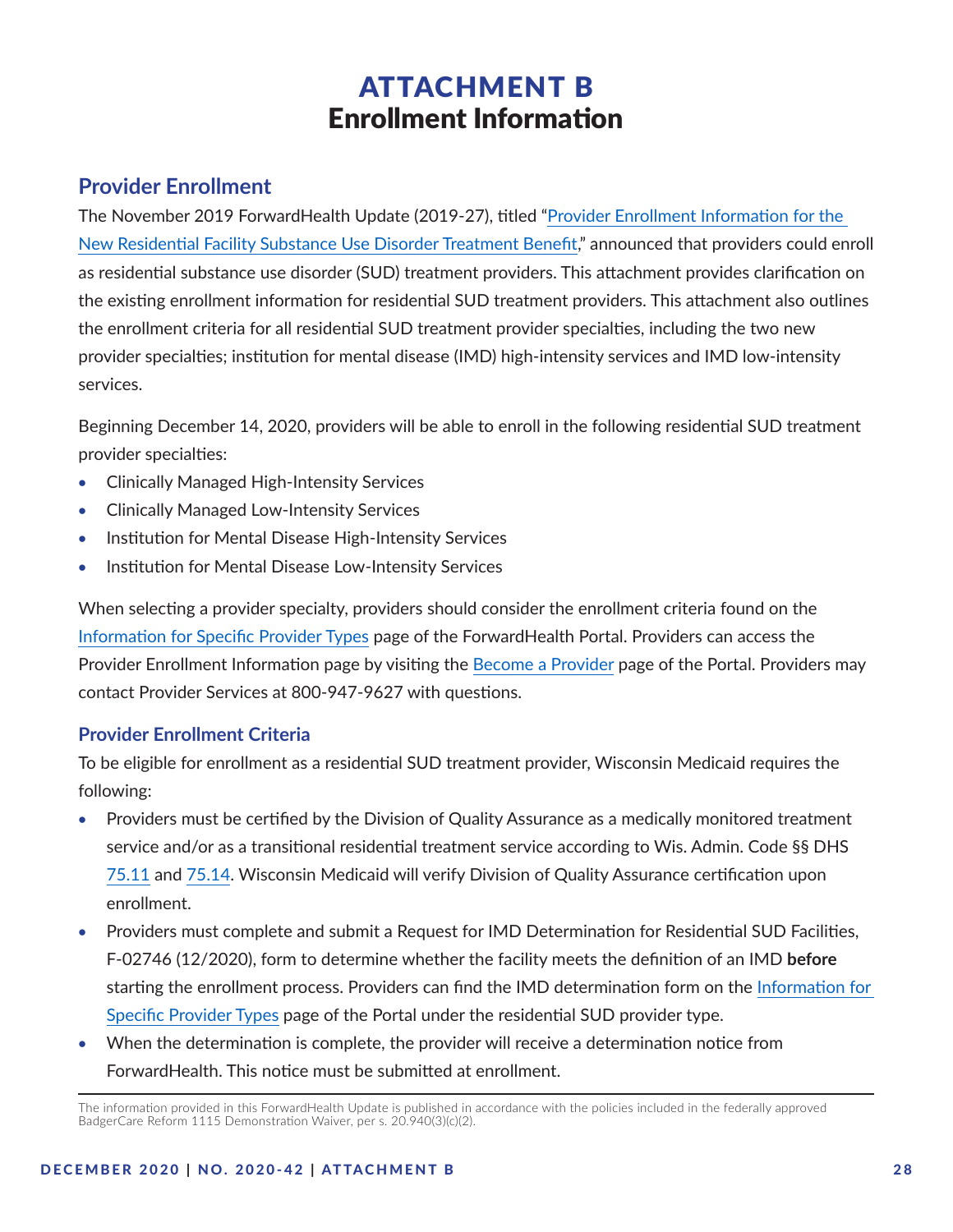# ATTACHMENT B
# Enrollment Information

## Provider Enrollment

The November 2019 ForwardHealth Update (2019-27), titled "Provider Enrollment Information for the New Residential Facility Substance Use Disorder Treatment Benefit," announced that providers could enroll as residential substance use disorder (SUD) treatment providers. This attachment provides clarification on the existing enrollment information for residential SUD treatment providers. This attachment also outlines the enrollment criteria for all residential SUD treatment provider specialties, including the two new provider specialties; institution for mental disease (IMD) high-intensity services and IMD low-intensity services.

Beginning December 14, 2020, providers will be able to enroll in the following residential SUD treatment provider specialties:

- Clinically Managed High-Intensity Services
- Clinically Managed Low-Intensity Services
- Institution for Mental Disease High-Intensity Services
- Institution for Mental Disease Low-Intensity Services

When selecting a provider specialty, providers should consider the enrollment criteria found on the Information for Specific Provider Types page of the ForwardHealth Portal. Providers can access the Provider Enrollment Information page by visiting the Become a Provider page of the Portal. Providers may contact Provider Services at 800-947-9627 with questions.

### Provider Enrollment Criteria

To be eligible for enrollment as a residential SUD treatment provider, Wisconsin Medicaid requires the following:

- Providers must be certified by the Division of Quality Assurance as a medically monitored treatment service and/or as a transitional residential treatment service according to Wis. Admin. Code §§ DHS 75.11 and 75.14. Wisconsin Medicaid will verify Division of Quality Assurance certification upon enrollment.
- Providers must complete and submit a Request for IMD Determination for Residential SUD Facilities, F-02746 (12/2020), form to determine whether the facility meets the definition of an IMD **before** starting the enrollment process. Providers can find the IMD determination form on the Information for Specific Provider Types page of the Portal under the residential SUD provider type.
- When the determination is complete, the provider will receive a determination notice from ForwardHealth. This notice must be submitted at enrollment.

The information provided in this ForwardHealth Update is published in accordance with the policies included in the federally approved BadgerCare Reform 1115 Demonstration Waiver, per s. 20.940(3)(c)(2).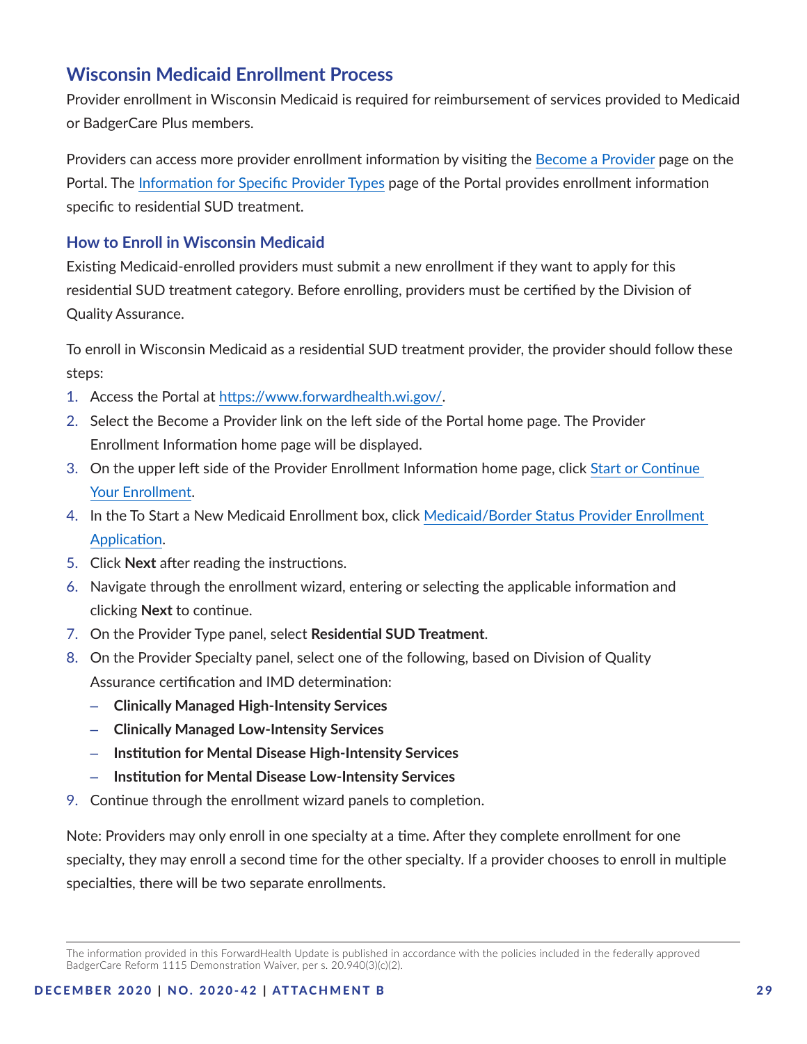## Wisconsin Medicaid Enrollment Process

Provider enrollment in Wisconsin Medicaid is required for reimbursement of services provided to Medicaid or BadgerCare Plus members.

Providers can access more provider enrollment information by visiting the Become a Provider page on the Portal. The Information for Specific Provider Types page of the Portal provides enrollment information specific to residential SUD treatment.

### How to Enroll in Wisconsin Medicaid

Existing Medicaid-enrolled providers must submit a new enrollment if they want to apply for this residential SUD treatment category. Before enrolling, providers must be certified by the Division of Quality Assurance.

To enroll in Wisconsin Medicaid as a residential SUD treatment provider, the provider should follow these steps:

1. Access the Portal at https://www.forwardhealth.wi.gov/.
2. Select the Become a Provider link on the left side of the Portal home page. The Provider Enrollment Information home page will be displayed.
3. On the upper left side of the Provider Enrollment Information home page, click Start or Continue Your Enrollment.
4. In the To Start a New Medicaid Enrollment box, click Medicaid/Border Status Provider Enrollment Application.
5. Click **Next** after reading the instructions.
6. Navigate through the enrollment wizard, entering or selecting the applicable information and clicking **Next** to continue.
7. On the Provider Type panel, select **Residential SUD Treatment**.
8. On the Provider Specialty panel, select one of the following, based on Division of Quality Assurance certification and IMD determination:
   - **Clinically Managed High-Intensity Services**
   - **Clinically Managed Low-Intensity Services**
   - **Institution for Mental Disease High-Intensity Services**
   - **Institution for Mental Disease Low-Intensity Services**
9. Continue through the enrollment wizard panels to completion.

Note: Providers may only enroll in one specialty at a time. After they complete enrollment for one specialty, they may enroll a second time for the other specialty. If a provider chooses to enroll in multiple specialties, there will be two separate enrollments.

The information provided in this ForwardHealth Update is published in accordance with the policies included in the federally approved BadgerCare Reform 1115 Demonstration Waiver, per s. 20.940(3)(c)(2).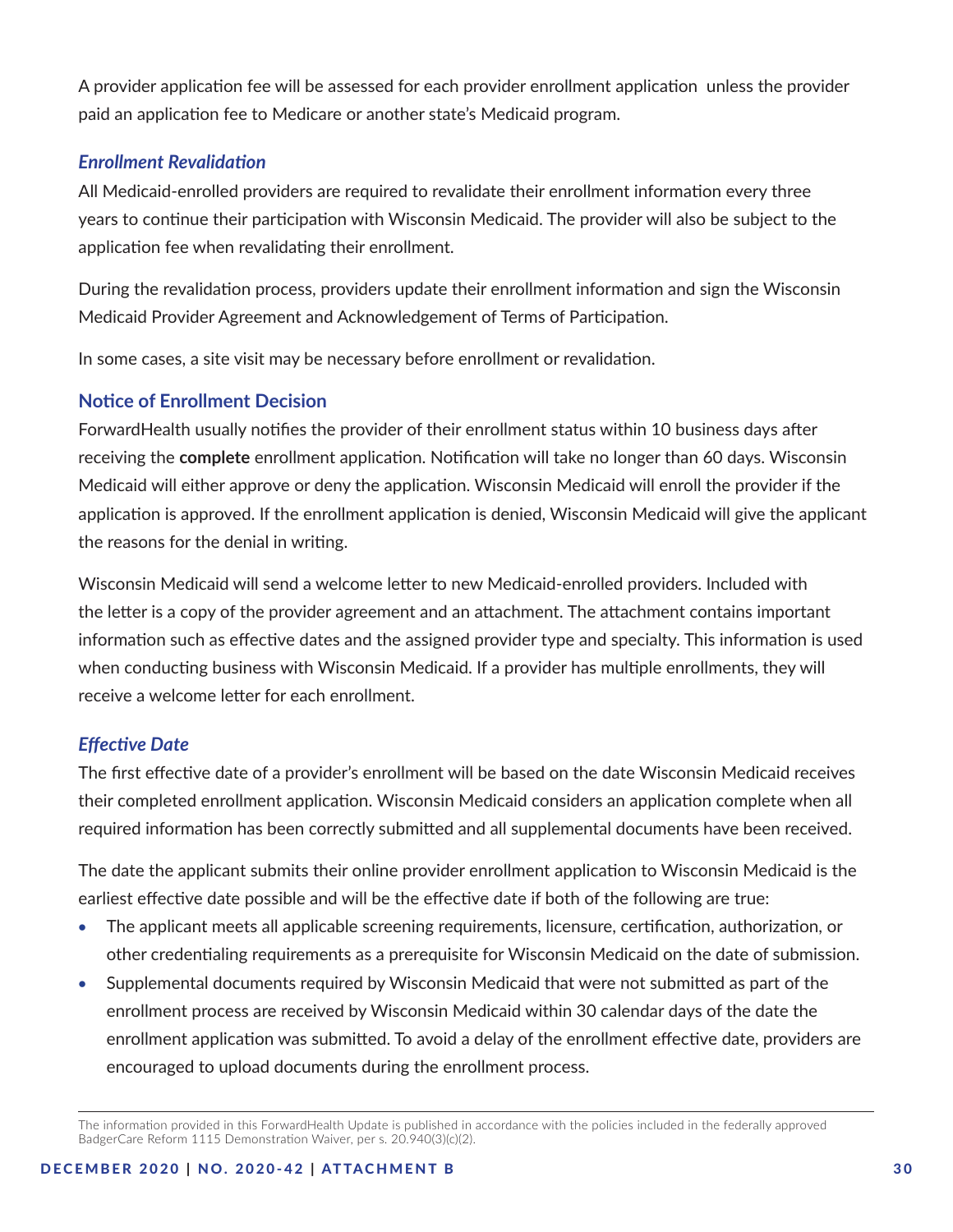A provider application fee will be assessed for each provider enrollment application  unless the provider paid an application fee to Medicare or another state's Medicaid program.

### *Enrollment Revalidation*

All Medicaid-enrolled providers are required to revalidate their enrollment information every three years to continue their participation with Wisconsin Medicaid. The provider will also be subject to the application fee when revalidating their enrollment.

During the revalidation process, providers update their enrollment information and sign the Wisconsin Medicaid Provider Agreement and Acknowledgement of Terms of Participation.

In some cases, a site visit may be necessary before enrollment or revalidation.

## Notice of Enrollment Decision

ForwardHealth usually notifies the provider of their enrollment status within 10 business days after receiving the **complete** enrollment application. Notification will take no longer than 60 days. Wisconsin Medicaid will either approve or deny the application. Wisconsin Medicaid will enroll the provider if the application is approved. If the enrollment application is denied, Wisconsin Medicaid will give the applicant the reasons for the denial in writing.

Wisconsin Medicaid will send a welcome letter to new Medicaid-enrolled providers. Included with the letter is a copy of the provider agreement and an attachment. The attachment contains important information such as effective dates and the assigned provider type and specialty. This information is used when conducting business with Wisconsin Medicaid. If a provider has multiple enrollments, they will receive a welcome letter for each enrollment.

### *Effective Date*

The first effective date of a provider's enrollment will be based on the date Wisconsin Medicaid receives their completed enrollment application. Wisconsin Medicaid considers an application complete when all required information has been correctly submitted and all supplemental documents have been received.

The date the applicant submits their online provider enrollment application to Wisconsin Medicaid is the earliest effective date possible and will be the effective date if both of the following are true:

- The applicant meets all applicable screening requirements, licensure, certification, authorization, or other credentialing requirements as a prerequisite for Wisconsin Medicaid on the date of submission.
- Supplemental documents required by Wisconsin Medicaid that were not submitted as part of the enrollment process are received by Wisconsin Medicaid within 30 calendar days of the date the enrollment application was submitted. To avoid a delay of the enrollment effective date, providers are encouraged to upload documents during the enrollment process.

The information provided in this ForwardHealth Update is published in accordance with the policies included in the federally approved BadgerCare Reform 1115 Demonstration Waiver, per s. 20.940(3)(c)(2).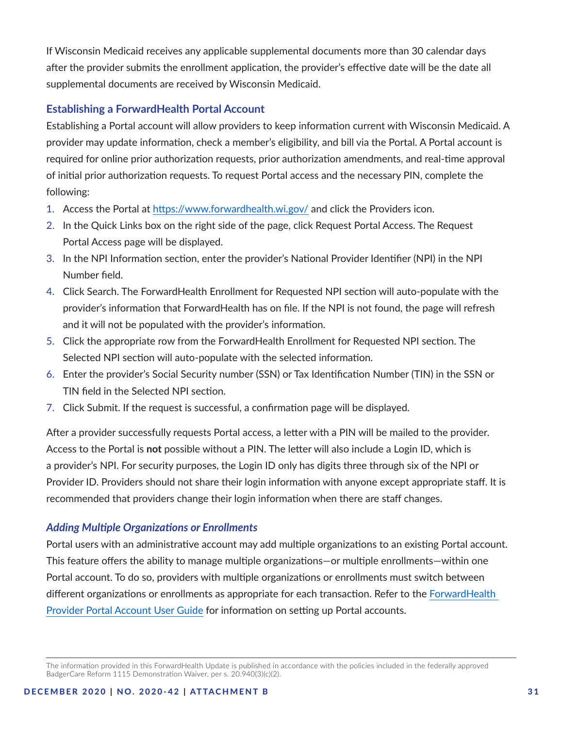If Wisconsin Medicaid receives any applicable supplemental documents more than 30 calendar days after the provider submits the enrollment application, the provider's effective date will be the date all supplemental documents are received by Wisconsin Medicaid.

### Establishing a ForwardHealth Portal Account

Establishing a Portal account will allow providers to keep information current with Wisconsin Medicaid. A provider may update information, check a member's eligibility, and bill via the Portal. A Portal account is required for online prior authorization requests, prior authorization amendments, and real-time approval of initial prior authorization requests. To request Portal access and the necessary PIN, complete the following:

1. Access the Portal at [https://www.forwardhealth.wi.gov/](https://www.forwardhealth.wi.gov/) and click the Providers icon.
2. In the Quick Links box on the right side of the page, click Request Portal Access. The Request Portal Access page will be displayed.
3. In the NPI Information section, enter the provider's National Provider Identifier (NPI) in the NPI Number field.
4. Click Search. The ForwardHealth Enrollment for Requested NPI section will auto-populate with the provider's information that ForwardHealth has on file. If the NPI is not found, the page will refresh and it will not be populated with the provider's information.
5. Click the appropriate row from the ForwardHealth Enrollment for Requested NPI section. The Selected NPI section will auto-populate with the selected information.
6. Enter the provider's Social Security number (SSN) or Tax Identification Number (TIN) in the SSN or TIN field in the Selected NPI section.
7. Click Submit. If the request is successful, a confirmation page will be displayed.

After a provider successfully requests Portal access, a letter with a PIN will be mailed to the provider. Access to the Portal is **not** possible without a PIN. The letter will also include a Login ID, which is a provider's NPI. For security purposes, the Login ID only has digits three through six of the NPI or Provider ID. Providers should not share their login information with anyone except appropriate staff. It is recommended that providers change their login information when there are staff changes.

#### *Adding Multiple Organizations or Enrollments*

Portal users with an administrative account may add multiple organizations to an existing Portal account. This feature offers the ability to manage multiple organizations—or multiple enrollments—within one Portal account. To do so, providers with multiple organizations or enrollments must switch between different organizations or enrollments as appropriate for each transaction. Refer to the ForwardHealth Provider Portal Account User Guide for information on setting up Portal accounts.

The information provided in this ForwardHealth Update is published in accordance with the policies included in the federally approved BadgerCare Reform 1115 Demonstration Waiver, per s. 20.940(3)(c)(2).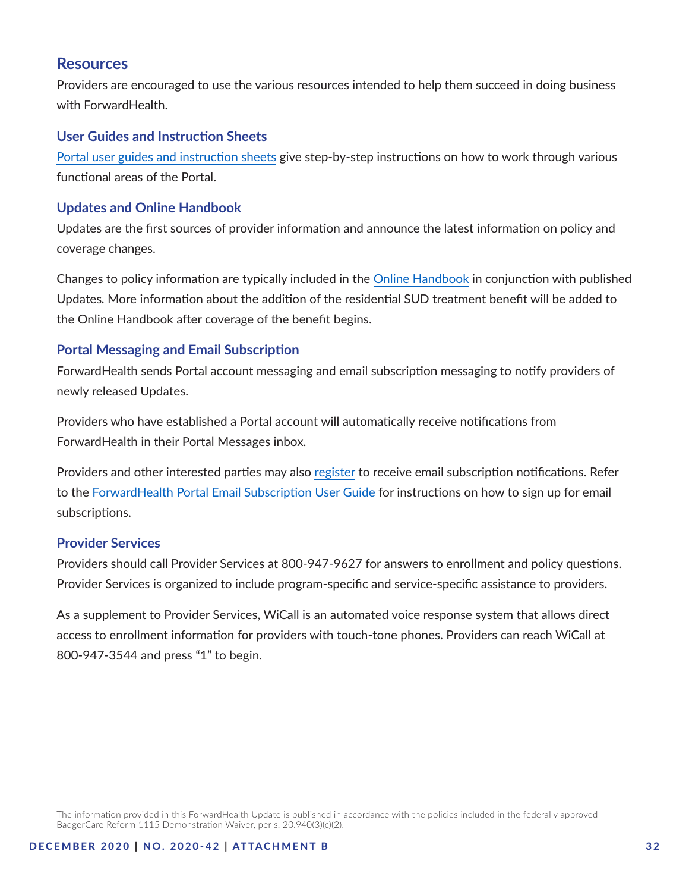## Resources

Providers are encouraged to use the various resources intended to help them succeed in doing business with ForwardHealth.

### User Guides and Instruction Sheets

Portal user guides and instruction sheets give step-by-step instructions on how to work through various functional areas of the Portal.

### Updates and Online Handbook

Updates are the first sources of provider information and announce the latest information on policy and coverage changes.

Changes to policy information are typically included in the Online Handbook in conjunction with published Updates. More information about the addition of the residential SUD treatment benefit will be added to the Online Handbook after coverage of the benefit begins.

### Portal Messaging and Email Subscription

ForwardHealth sends Portal account messaging and email subscription messaging to notify providers of newly released Updates.

Providers who have established a Portal account will automatically receive notifications from ForwardHealth in their Portal Messages inbox.

Providers and other interested parties may also register to receive email subscription notifications. Refer to the ForwardHealth Portal Email Subscription User Guide for instructions on how to sign up for email subscriptions.

### Provider Services

Providers should call Provider Services at 800-947-9627 for answers to enrollment and policy questions. Provider Services is organized to include program-specific and service-specific assistance to providers.

As a supplement to Provider Services, WiCall is an automated voice response system that allows direct access to enrollment information for providers with touch-tone phones. Providers can reach WiCall at 800-947-3544 and press "1" to begin.

---

The information provided in this ForwardHealth Update is published in accordance with the policies included in the federally approved BadgerCare Reform 1115 Demonstration Waiver, per s. 20.940(3)(c)(2).